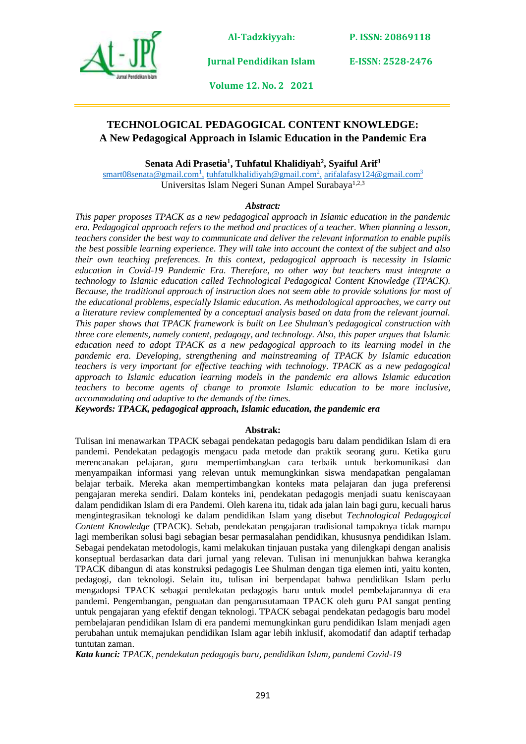# TECHNOLOGICAL PEDAGOGICAL CONTENT KNOWLEDGE: A New Pedagogical Approach in Islamic Education in the Pandemic Era

**Senata Adi Prasetia[1], Tuhfatul Khalidiyah[2], Syaiful Arif[3]**

smart08senata@gmail.com[1], tuhfatulkhalidiyah@gmail.com[2], arifalafasy124@gmail.com[3]

Universitas Islam Negeri Sunan Ampel Surabaya[1,2,3]

***Abstract:***

*This paper proposes TPACK as a new pedagogical approach in Islamic education in the pandemic era. Pedagogical approach refers to the method and practices of a teacher. When planning a lesson, teachers consider the best way to communicate and deliver the relevant information to enable pupils the best possible learning experience. They will take into account the context of the subject and also their own teaching preferences. In this context, pedagogical approach is necessity in Islamic education in Covid-19 Pandemic Era. Therefore, no other way but teachers must integrate a technology to Islamic education called Technological Pedagogical Content Knowledge (TPACK). Because, the traditional approach of instruction does not seem able to provide solutions for most of the educational problems, especially Islamic education. As methodological approaches, we carry out a literature review complemented by a conceptual analysis based on data from the relevant journal. This paper shows that TPACK framework is built on Lee Shulman's pedagogical construction with three core elements, namely content, pedagogy, and technology. Also, this paper argues that Islamic education need to adopt TPACK as a new pedagogical approach to its learning model in the pandemic era. Developing, strengthening and mainstreaming of TPACK by Islamic education teachers is very important for effective teaching with technology. TPACK as a new pedagogical approach to Islamic education learning models in the pandemic era allows Islamic education teachers to become agents of change to promote Islamic education to be more inclusive, accommodating and adaptive to the demands of the times.*

***Keywords: TPACK, pedagogical approach, Islamic education, the pandemic era***

**Abstrak:**

Tulisan ini menawarkan TPACK sebagai pendekatan pedagogis baru dalam pendidikan Islam di era pandemi. Pendekatan pedagogis mengacu pada metode dan praktik seorang guru. Ketika guru merencanakan pelajaran, guru mempertimbangkan cara terbaik untuk berkomunikasi dan menyampaikan informasi yang relevan untuk memungkinkan siswa mendapatkan pengalaman belajar terbaik. Mereka akan mempertimbangkan konteks mata pelajaran dan juga preferensi pengajaran mereka sendiri. Dalam konteks ini, pendekatan pedagogis menjadi suatu keniscayaan dalam pendidikan Islam di era Pandemi. Oleh karena itu, tidak ada jalan lain bagi guru, kecuali harus mengintegrasikan teknologi ke dalam pendidikan Islam yang disebut *Technological Pedagogical Content Knowledge* (TPACK). Sebab, pendekatan pengajaran tradisional tampaknya tidak mampu lagi memberikan solusi bagi sebagian besar permasalahan pendidikan, khususnya pendidikan Islam. Sebagai pendekatan metodologis, kami melakukan tinjauan pustaka yang dilengkapi dengan analisis konseptual berdasarkan data dari jurnal yang relevan. Tulisan ini menunjukkan bahwa kerangka TPACK dibangun di atas konstruksi pedagogis Lee Shulman dengan tiga elemen inti, yaitu konten, pedagogi, dan teknologi. Selain itu, tulisan ini berpendapat bahwa pendidikan Islam perlu mengadopsi TPACK sebagai pendekatan pedagogis baru untuk model pembelajarannya di era pandemi. Pengembangan, penguatan dan pengarusutamaan TPACK oleh guru PAI sangat penting untuk pengajaran yang efektif dengan teknologi. TPACK sebagai pendekatan pedagogis baru model pembelajaran pendidikan Islam di era pandemi memungkinkan guru pendidikan Islam menjadi agen perubahan untuk memajukan pendidikan Islam agar lebih inklusif, akomodatif dan adaptif terhadap tuntutan zaman.

***Kata kunci:*** *TPACK, pendekatan pedagogis baru, pendidikan Islam, pandemi Covid-19*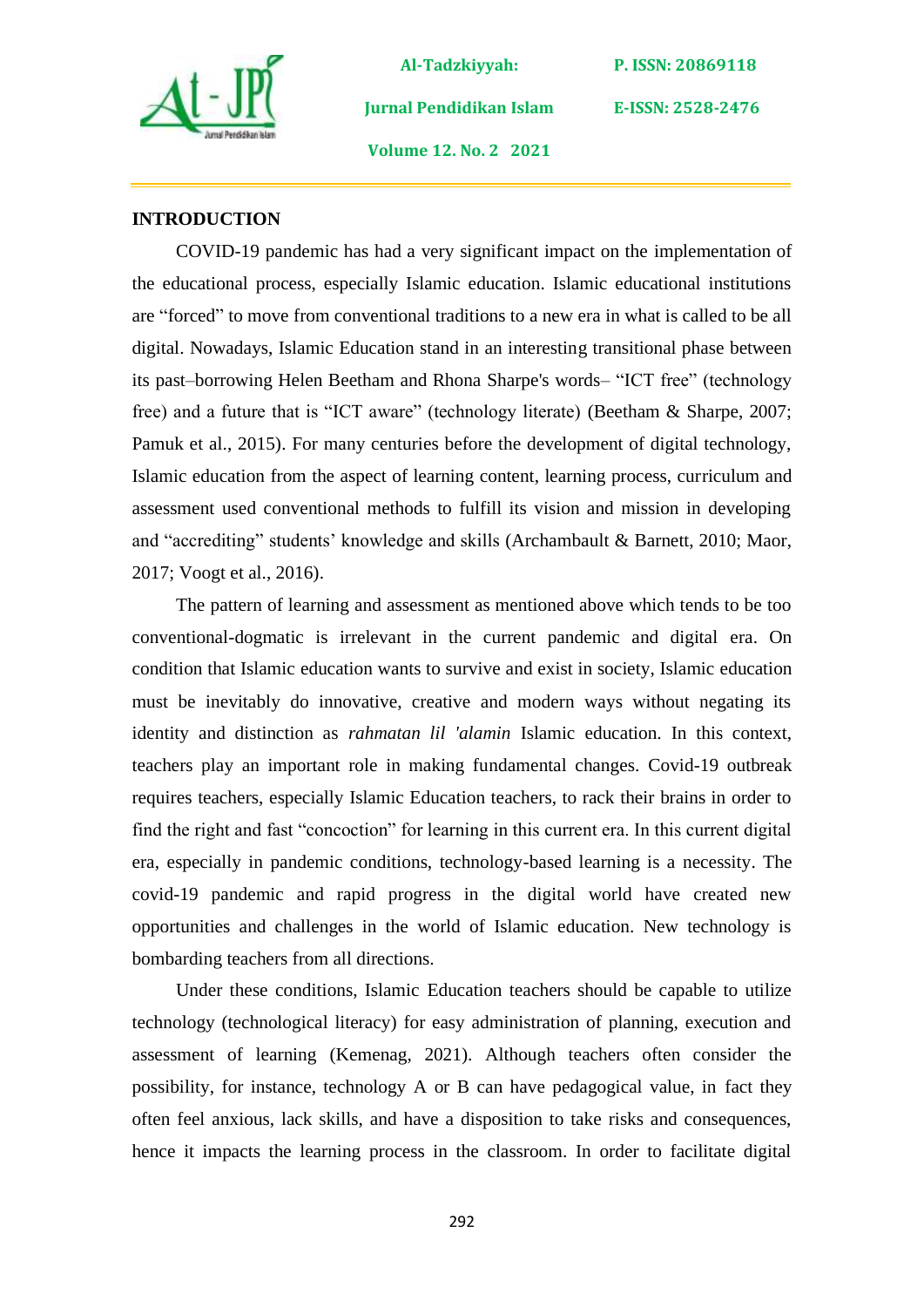## INTRODUCTION

COVID-19 pandemic has had a very significant impact on the implementation of the educational process, especially Islamic education. Islamic educational institutions are "forced" to move from conventional traditions to a new era in what is called to be all digital. Nowadays, Islamic Education stand in an interesting transitional phase between its past–borrowing Helen Beetham and Rhona Sharpe's words– "ICT free" (technology free) and a future that is "ICT aware" (technology literate) (Beetham & Sharpe, 2007; Pamuk et al., 2015). For many centuries before the development of digital technology, Islamic education from the aspect of learning content, learning process, curriculum and assessment used conventional methods to fulfill its vision and mission in developing and "accrediting" students' knowledge and skills (Archambault & Barnett, 2010; Maor, 2017; Voogt et al., 2016).

The pattern of learning and assessment as mentioned above which tends to be too conventional-dogmatic is irrelevant in the current pandemic and digital era. On condition that Islamic education wants to survive and exist in society, Islamic education must be inevitably do innovative, creative and modern ways without negating its identity and distinction as *rahmatan lil 'alamin* Islamic education. In this context, teachers play an important role in making fundamental changes. Covid-19 outbreak requires teachers, especially Islamic Education teachers, to rack their brains in order to find the right and fast "concoction" for learning in this current era. In this current digital era, especially in pandemic conditions, technology-based learning is a necessity. The covid-19 pandemic and rapid progress in the digital world have created new opportunities and challenges in the world of Islamic education. New technology is bombarding teachers from all directions.

Under these conditions, Islamic Education teachers should be capable to utilize technology (technological literacy) for easy administration of planning, execution and assessment of learning (Kemenag, 2021). Although teachers often consider the possibility, for instance, technology A or B can have pedagogical value, in fact they often feel anxious, lack skills, and have a disposition to take risks and consequences, hence it impacts the learning process in the classroom. In order to facilitate digital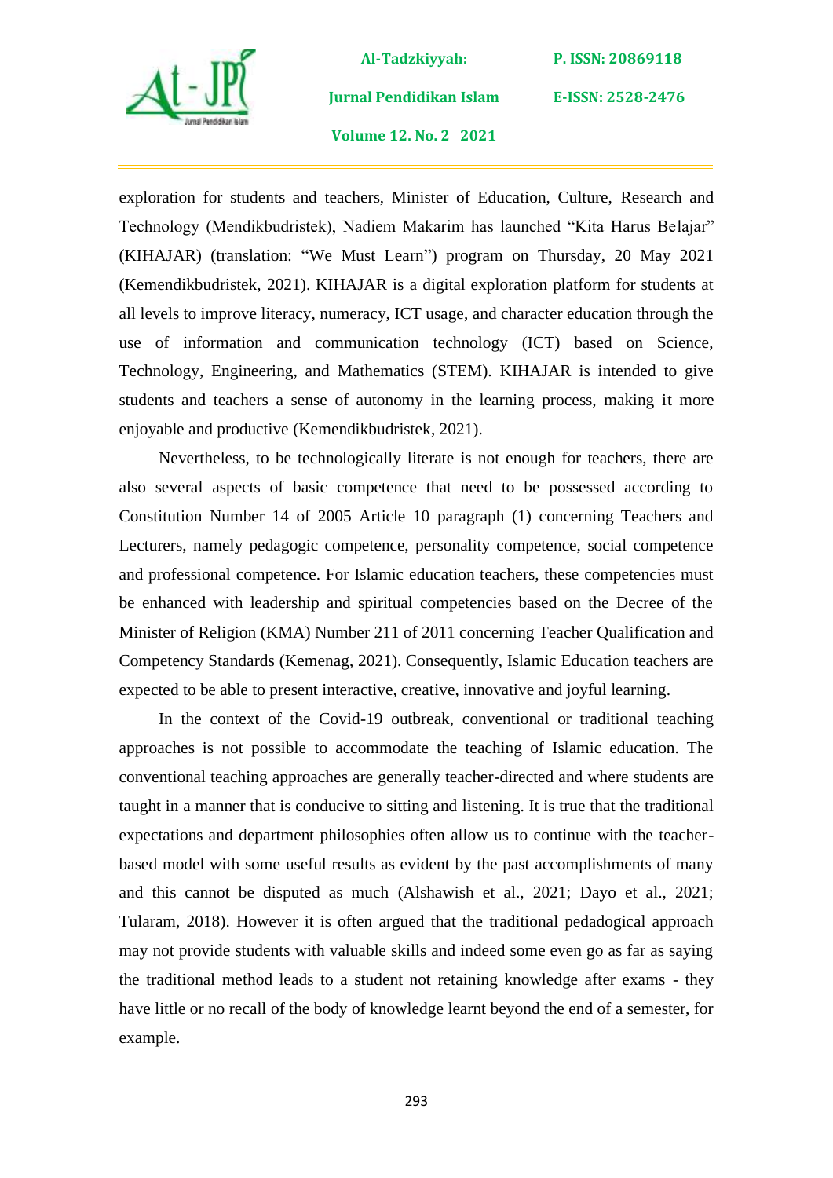exploration for students and teachers, Minister of Education, Culture, Research and Technology (Mendikbudristek), Nadiem Makarim has launched "Kita Harus Belajar" (KIHAJAR) (translation: "We Must Learn") program on Thursday, 20 May 2021 (Kemendikbudristek, 2021). KIHAJAR is a digital exploration platform for students at all levels to improve literacy, numeracy, ICT usage, and character education through the use of information and communication technology (ICT) based on Science, Technology, Engineering, and Mathematics (STEM). KIHAJAR is intended to give students and teachers a sense of autonomy in the learning process, making it more enjoyable and productive (Kemendikbudristek, 2021).

Nevertheless, to be technologically literate is not enough for teachers, there are also several aspects of basic competence that need to be possessed according to Constitution Number 14 of 2005 Article 10 paragraph (1) concerning Teachers and Lecturers, namely pedagogic competence, personality competence, social competence and professional competence. For Islamic education teachers, these competencies must be enhanced with leadership and spiritual competencies based on the Decree of the Minister of Religion (KMA) Number 211 of 2011 concerning Teacher Qualification and Competency Standards (Kemenag, 2021). Consequently, Islamic Education teachers are expected to be able to present interactive, creative, innovative and joyful learning.

In the context of the Covid-19 outbreak, conventional or traditional teaching approaches is not possible to accommodate the teaching of Islamic education. The conventional teaching approaches are generally teacher-directed and where students are taught in a manner that is conducive to sitting and listening. It is true that the traditional expectations and department philosophies often allow us to continue with the teacher-based model with some useful results as evident by the past accomplishments of many and this cannot be disputed as much (Alshawish et al., 2021; Dayo et al., 2021; Tularam, 2018). However it is often argued that the traditional pedagogical approach may not provide students with valuable skills and indeed some even go as far as saying the traditional method leads to a student not retaining knowledge after exams - they have little or no recall of the body of knowledge learnt beyond the end of a semester, for example.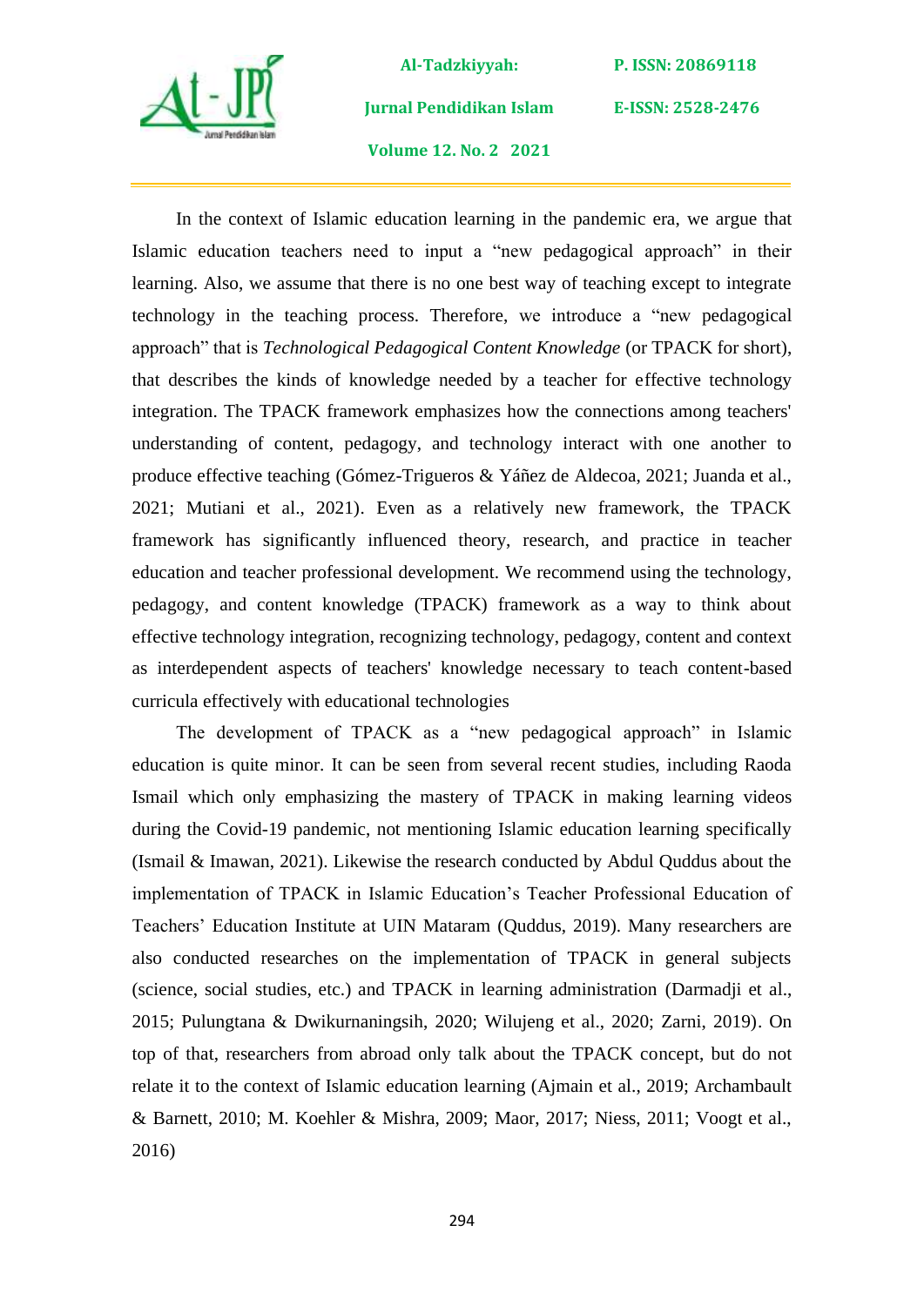In the context of Islamic education learning in the pandemic era, we argue that Islamic education teachers need to input a "new pedagogical approach" in their learning. Also, we assume that there is no one best way of teaching except to integrate technology in the teaching process. Therefore, we introduce a "new pedagogical approach" that is *Technological Pedagogical Content Knowledge* (or TPACK for short), that describes the kinds of knowledge needed by a teacher for effective technology integration. The TPACK framework emphasizes how the connections among teachers' understanding of content, pedagogy, and technology interact with one another to produce effective teaching (Gómez-Trigueros & Yáñez de Aldecoa, 2021; Juanda et al., 2021; Mutiani et al., 2021). Even as a relatively new framework, the TPACK framework has significantly influenced theory, research, and practice in teacher education and teacher professional development. We recommend using the technology, pedagogy, and content knowledge (TPACK) framework as a way to think about effective technology integration, recognizing technology, pedagogy, content and context as interdependent aspects of teachers' knowledge necessary to teach content-based curricula effectively with educational technologies

The development of TPACK as a "new pedagogical approach" in Islamic education is quite minor. It can be seen from several recent studies, including Raoda Ismail which only emphasizing the mastery of TPACK in making learning videos during the Covid-19 pandemic, not mentioning Islamic education learning specifically (Ismail & Imawan, 2021). Likewise the research conducted by Abdul Quddus about the implementation of TPACK in Islamic Education's Teacher Professional Education of Teachers' Education Institute at UIN Mataram (Quddus, 2019). Many researchers are also conducted researches on the implementation of TPACK in general subjects (science, social studies, etc.) and TPACK in learning administration (Darmadji et al., 2015; Pulungtana & Dwikurnaningsih, 2020; Wilujeng et al., 2020; Zarni, 2019). On top of that, researchers from abroad only talk about the TPACK concept, but do not relate it to the context of Islamic education learning (Ajmain et al., 2019; Archambault & Barnett, 2010; M. Koehler & Mishra, 2009; Maor, 2017; Niess, 2011; Voogt et al., 2016)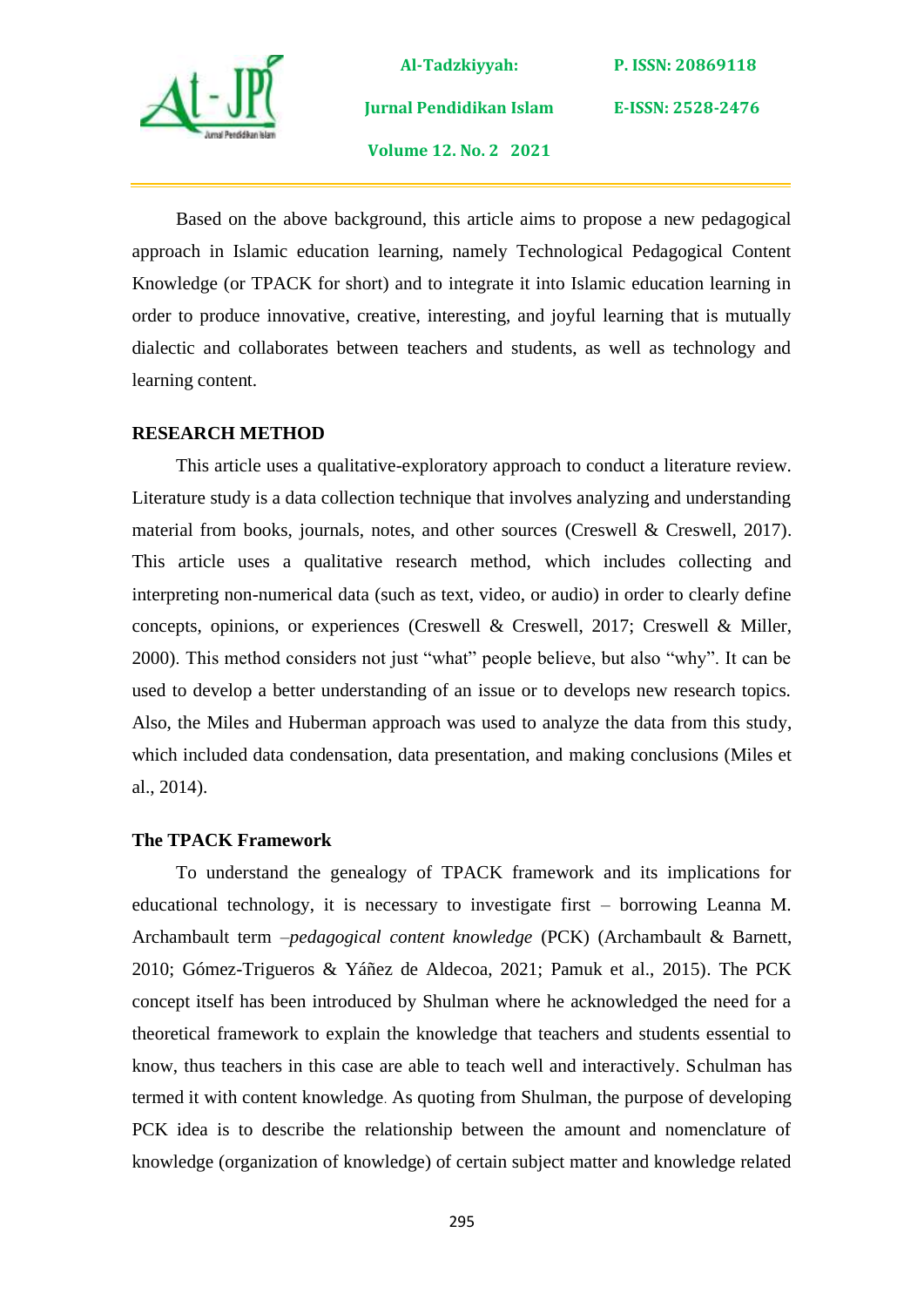Based on the above background, this article aims to propose a new pedagogical approach in Islamic education learning, namely Technological Pedagogical Content Knowledge (or TPACK for short) and to integrate it into Islamic education learning in order to produce innovative, creative, interesting, and joyful learning that is mutually dialectic and collaborates between teachers and students, as well as technology and learning content.

## RESEARCH METHOD

This article uses a qualitative-exploratory approach to conduct a literature review. Literature study is a data collection technique that involves analyzing and understanding material from books, journals, notes, and other sources (Creswell & Creswell, 2017). This article uses a qualitative research method, which includes collecting and interpreting non-numerical data (such as text, video, or audio) in order to clearly define concepts, opinions, or experiences (Creswell & Creswell, 2017; Creswell & Miller, 2000). This method considers not just "what" people believe, but also "why". It can be used to develop a better understanding of an issue or to develops new research topics. Also, the Miles and Huberman approach was used to analyze the data from this study, which included data condensation, data presentation, and making conclusions (Miles et al., 2014).

### The TPACK Framework

To understand the genealogy of TPACK framework and its implications for educational technology, it is necessary to investigate first – borrowing Leanna M. Archambault term –*pedagogical content knowledge* (PCK) (Archambault & Barnett, 2010; Gómez-Trigueros & Yáñez de Aldecoa, 2021; Pamuk et al., 2015). The PCK concept itself has been introduced by Shulman where he acknowledged the need for a theoretical framework to explain the knowledge that teachers and students essential to know, thus teachers in this case are able to teach well and interactively. Schulman has termed it with content knowledge. As quoting from Shulman, the purpose of developing PCK idea is to describe the relationship between the amount and nomenclature of knowledge (organization of knowledge) of certain subject matter and knowledge related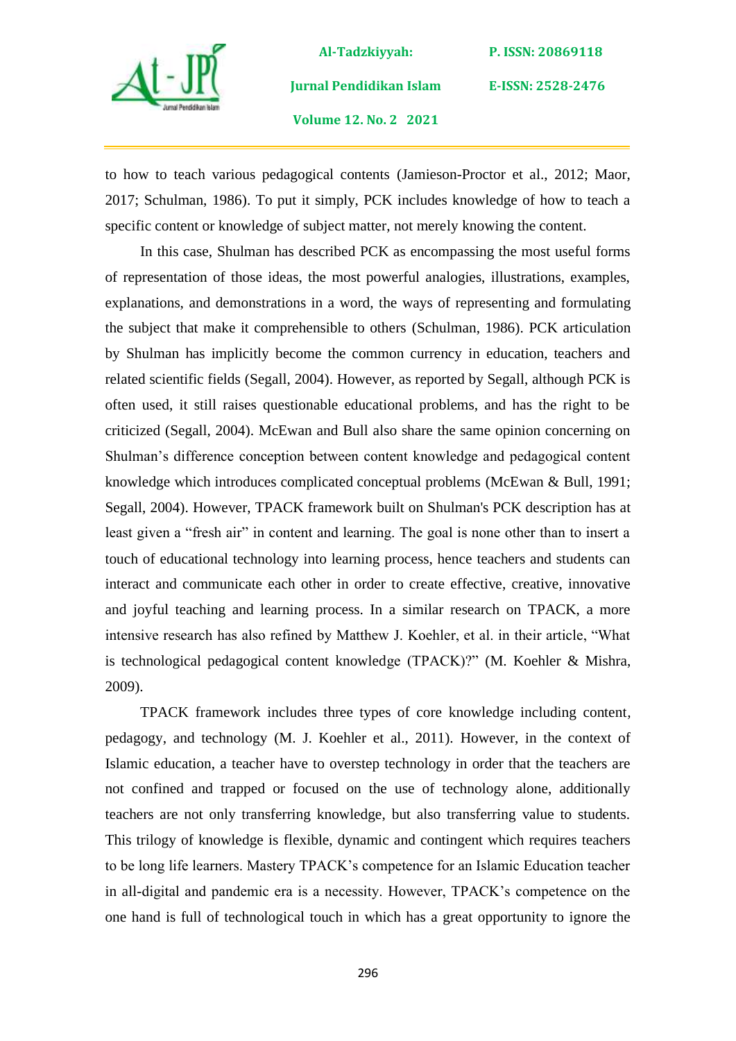to how to teach various pedagogical contents (Jamieson-Proctor et al., 2012; Maor, 2017; Schulman, 1986). To put it simply, PCK includes knowledge of how to teach a specific content or knowledge of subject matter, not merely knowing the content.

In this case, Shulman has described PCK as encompassing the most useful forms of representation of those ideas, the most powerful analogies, illustrations, examples, explanations, and demonstrations in a word, the ways of representing and formulating the subject that make it comprehensible to others (Schulman, 1986). PCK articulation by Shulman has implicitly become the common currency in education, teachers and related scientific fields (Segall, 2004). However, as reported by Segall, although PCK is often used, it still raises questionable educational problems, and has the right to be criticized (Segall, 2004). McEwan and Bull also share the same opinion concerning on Shulman's difference conception between content knowledge and pedagogical content knowledge which introduces complicated conceptual problems (McEwan & Bull, 1991; Segall, 2004). However, TPACK framework built on Shulman's PCK description has at least given a "fresh air" in content and learning. The goal is none other than to insert a touch of educational technology into learning process, hence teachers and students can interact and communicate each other in order to create effective, creative, innovative and joyful teaching and learning process. In a similar research on TPACK, a more intensive research has also refined by Matthew J. Koehler, et al. in their article, "What is technological pedagogical content knowledge (TPACK)?" (M. Koehler & Mishra, 2009).

TPACK framework includes three types of core knowledge including content, pedagogy, and technology (M. J. Koehler et al., 2011). However, in the context of Islamic education, a teacher have to overstep technology in order that the teachers are not confined and trapped or focused on the use of technology alone, additionally teachers are not only transferring knowledge, but also transferring value to students. This trilogy of knowledge is flexible, dynamic and contingent which requires teachers to be long life learners. Mastery TPACK's competence for an Islamic Education teacher in all-digital and pandemic era is a necessity. However, TPACK's competence on the one hand is full of technological touch in which has a great opportunity to ignore the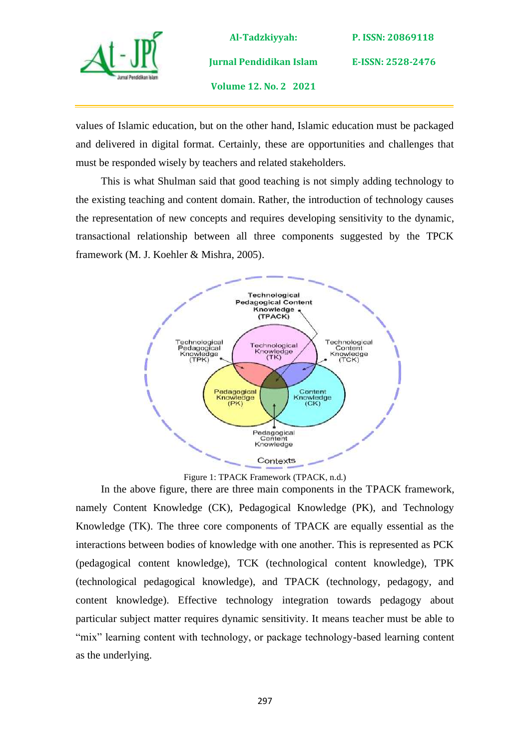values of Islamic education, but on the other hand, Islamic education must be packaged and delivered in digital format. Certainly, these are opportunities and challenges that must be responded wisely by teachers and related stakeholders.

This is what Shulman said that good teaching is not simply adding technology to the existing teaching and content domain. Rather, the introduction of technology causes the representation of new concepts and requires developing sensitivity to the dynamic, transactional relationship between all three components suggested by the TPCK framework (M. J. Koehler & Mishra, 2005).

Figure 1: TPACK Framework (TPACK, n.d.)

In the above figure, there are three main components in the TPACK framework, namely Content Knowledge (CK), Pedagogical Knowledge (PK), and Technology Knowledge (TK). The three core components of TPACK are equally essential as the interactions between bodies of knowledge with one another. This is represented as PCK (pedagogical content knowledge), TCK (technological content knowledge), TPK (technological pedagogical knowledge), and TPACK (technology, pedagogy, and content knowledge). Effective technology integration towards pedagogy about particular subject matter requires dynamic sensitivity. It means teacher must be able to "mix" learning content with technology, or package technology-based learning content as the underlying.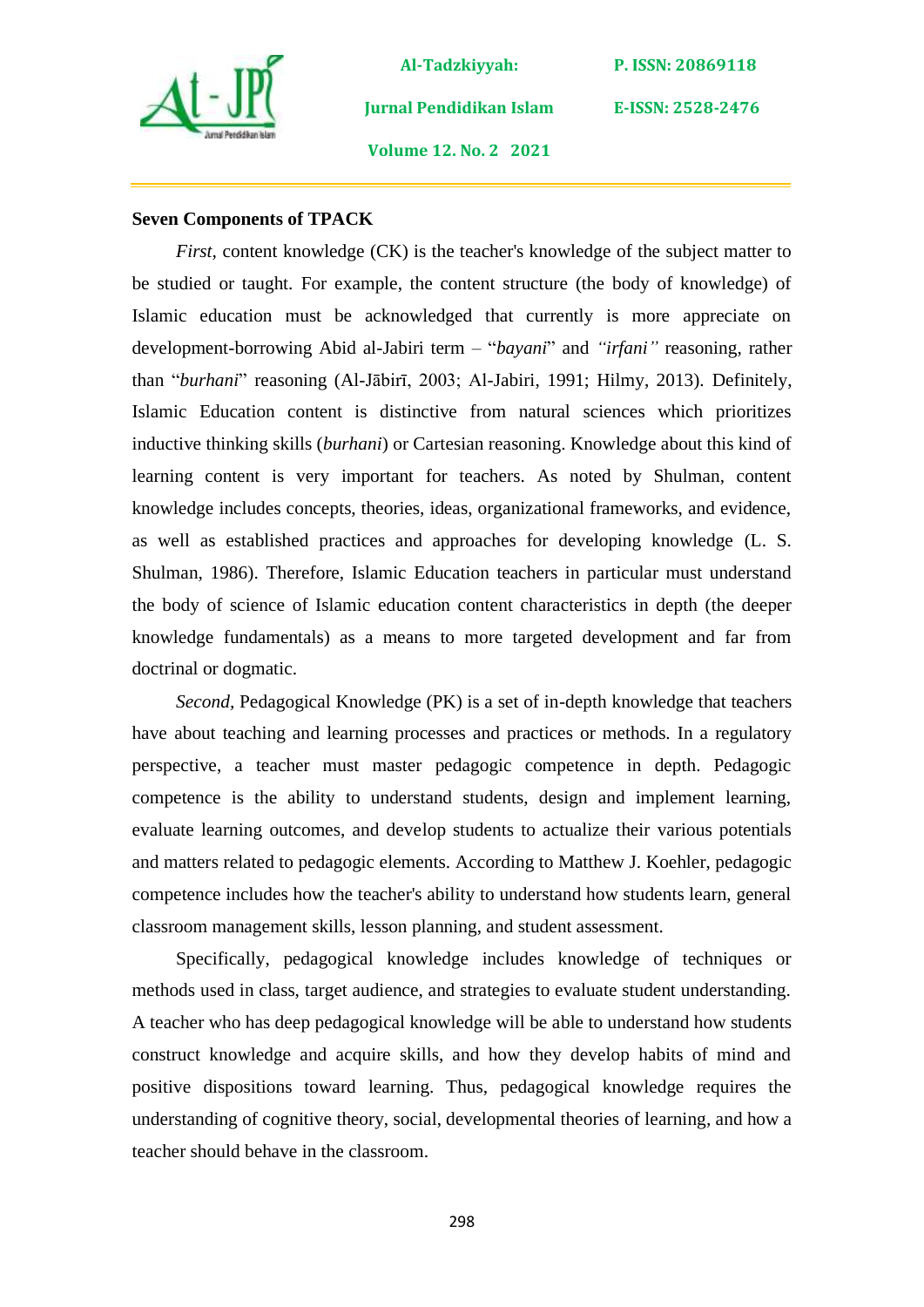**Seven Components of TPACK**

*First*, content knowledge (CK) is the teacher's knowledge of the subject matter to be studied or taught. For example, the content structure (the body of knowledge) of Islamic education must be acknowledged that currently is more appreciate on development-borrowing Abid al-Jabiri term – "*bayani*" and *"irfani"* reasoning, rather than "*burhani*" reasoning (Al-Jābirī, 2003; Al-Jabiri, 1991; Hilmy, 2013). Definitely, Islamic Education content is distinctive from natural sciences which prioritizes inductive thinking skills (*burhani*) or Cartesian reasoning. Knowledge about this kind of learning content is very important for teachers. As noted by Shulman, content knowledge includes concepts, theories, ideas, organizational frameworks, and evidence, as well as established practices and approaches for developing knowledge (L. S. Shulman, 1986). Therefore, Islamic Education teachers in particular must understand the body of science of Islamic education content characteristics in depth (the deeper knowledge fundamentals) as a means to more targeted development and far from doctrinal or dogmatic.

*Second*, Pedagogical Knowledge (PK) is a set of in-depth knowledge that teachers have about teaching and learning processes and practices or methods. In a regulatory perspective, a teacher must master pedagogic competence in depth. Pedagogic competence is the ability to understand students, design and implement learning, evaluate learning outcomes, and develop students to actualize their various potentials and matters related to pedagogic elements. According to Matthew J. Koehler, pedagogic competence includes how the teacher's ability to understand how students learn, general classroom management skills, lesson planning, and student assessment.

Specifically, pedagogical knowledge includes knowledge of techniques or methods used in class, target audience, and strategies to evaluate student understanding. A teacher who has deep pedagogical knowledge will be able to understand how students construct knowledge and acquire skills, and how they develop habits of mind and positive dispositions toward learning. Thus, pedagogical knowledge requires the understanding of cognitive theory, social, developmental theories of learning, and how a teacher should behave in the classroom.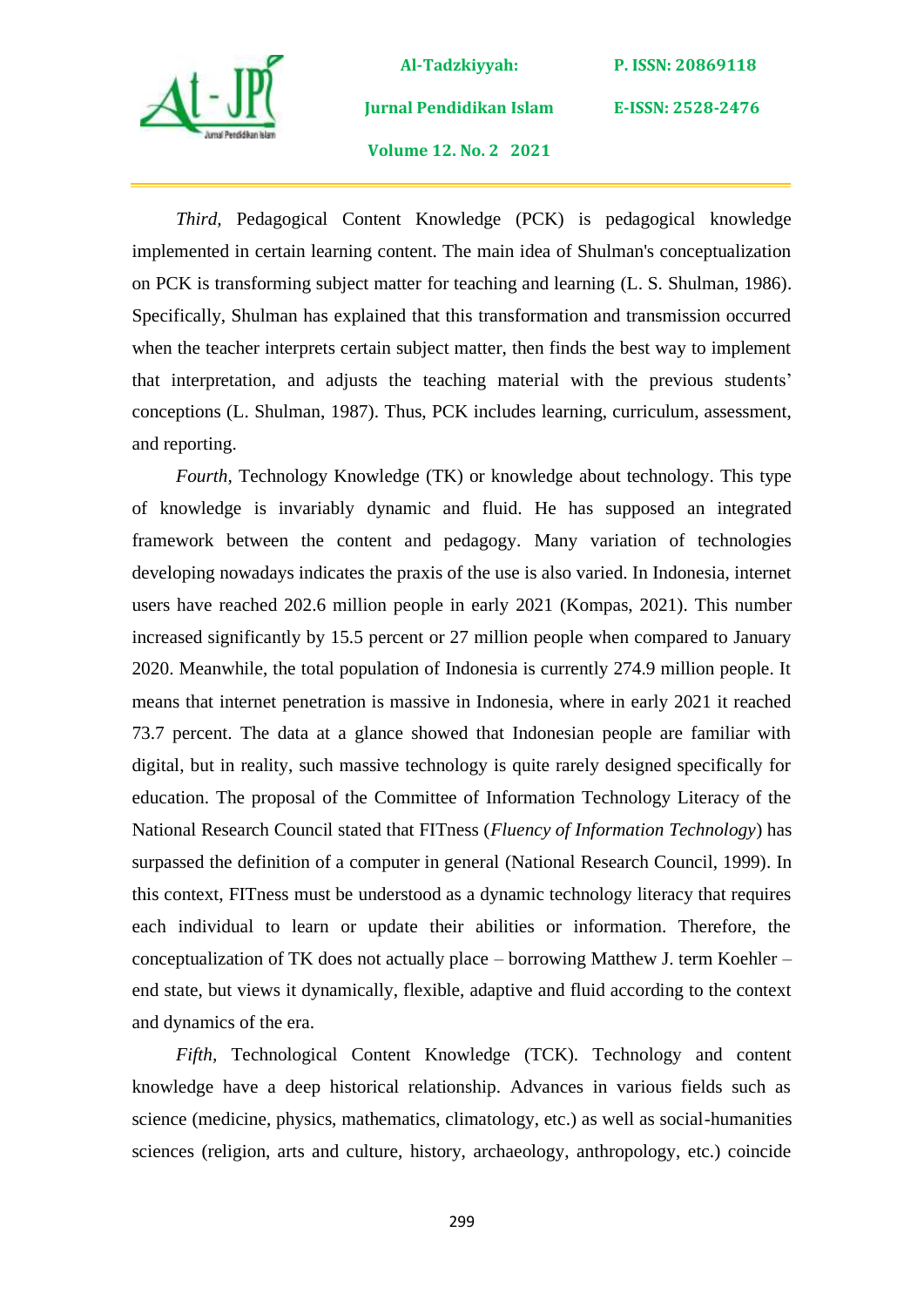*Third,* Pedagogical Content Knowledge (PCK) is pedagogical knowledge implemented in certain learning content. The main idea of Shulman's conceptualization on PCK is transforming subject matter for teaching and learning (L. S. Shulman, 1986). Specifically, Shulman has explained that this transformation and transmission occurred when the teacher interprets certain subject matter, then finds the best way to implement that interpretation, and adjusts the teaching material with the previous students' conceptions (L. Shulman, 1987). Thus, PCK includes learning, curriculum, assessment, and reporting.

*Fourth,* Technology Knowledge (TK) or knowledge about technology. This type of knowledge is invariably dynamic and fluid. He has supposed an integrated framework between the content and pedagogy. Many variation of technologies developing nowadays indicates the praxis of the use is also varied. In Indonesia, internet users have reached 202.6 million people in early 2021 (Kompas, 2021). This number increased significantly by 15.5 percent or 27 million people when compared to January 2020. Meanwhile, the total population of Indonesia is currently 274.9 million people. It means that internet penetration is massive in Indonesia, where in early 2021 it reached 73.7 percent. The data at a glance showed that Indonesian people are familiar with digital, but in reality, such massive technology is quite rarely designed specifically for education. The proposal of the Committee of Information Technology Literacy of the National Research Council stated that FITness (*Fluency of Information Technology*) has surpassed the definition of a computer in general (National Research Council, 1999). In this context, FITness must be understood as a dynamic technology literacy that requires each individual to learn or update their abilities or information. Therefore, the conceptualization of TK does not actually place – borrowing Matthew J. term Koehler – end state, but views it dynamically, flexible, adaptive and fluid according to the context and dynamics of the era.

*Fifth,* Technological Content Knowledge (TCK). Technology and content knowledge have a deep historical relationship. Advances in various fields such as science (medicine, physics, mathematics, climatology, etc.) as well as social-humanities sciences (religion, arts and culture, history, archaeology, anthropology, etc.) coincide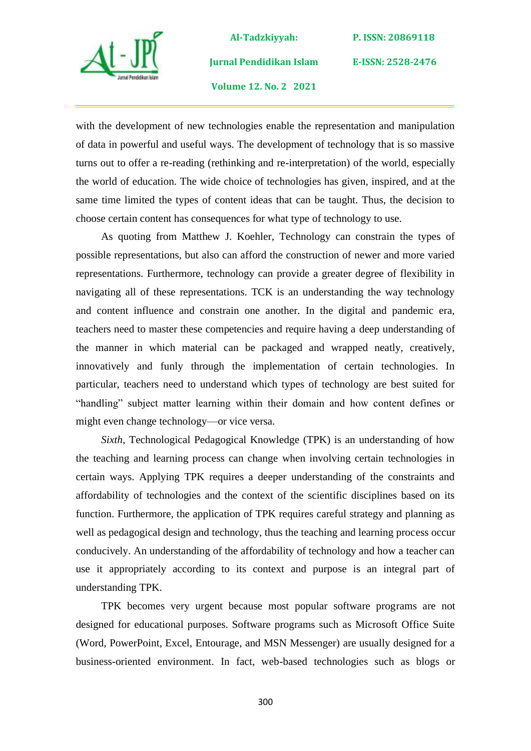with the development of new technologies enable the representation and manipulation of data in powerful and useful ways. The development of technology that is so massive turns out to offer a re-reading (rethinking and re-interpretation) of the world, especially the world of education. The wide choice of technologies has given, inspired, and at the same time limited the types of content ideas that can be taught. Thus, the decision to choose certain content has consequences for what type of technology to use.

As quoting from Matthew J. Koehler, Technology can constrain the types of possible representations, but also can afford the construction of newer and more varied representations. Furthermore, technology can provide a greater degree of flexibility in navigating all of these representations. TCK is an understanding the way technology and content influence and constrain one another. In the digital and pandemic era, teachers need to master these competencies and require having a deep understanding of the manner in which material can be packaged and wrapped neatly, creatively, innovatively and funly through the implementation of certain technologies. In particular, teachers need to understand which types of technology are best suited for "handling" subject matter learning within their domain and how content defines or might even change technology—or vice versa.

*Sixth*, Technological Pedagogical Knowledge (TPK) is an understanding of how the teaching and learning process can change when involving certain technologies in certain ways. Applying TPK requires a deeper understanding of the constraints and affordability of technologies and the context of the scientific disciplines based on its function. Furthermore, the application of TPK requires careful strategy and planning as well as pedagogical design and technology, thus the teaching and learning process occur conducively. An understanding of the affordability of technology and how a teacher can use it appropriately according to its context and purpose is an integral part of understanding TPK.

TPK becomes very urgent because most popular software programs are not designed for educational purposes. Software programs such as Microsoft Office Suite (Word, PowerPoint, Excel, Entourage, and MSN Messenger) are usually designed for a business-oriented environment. In fact, web-based technologies such as blogs or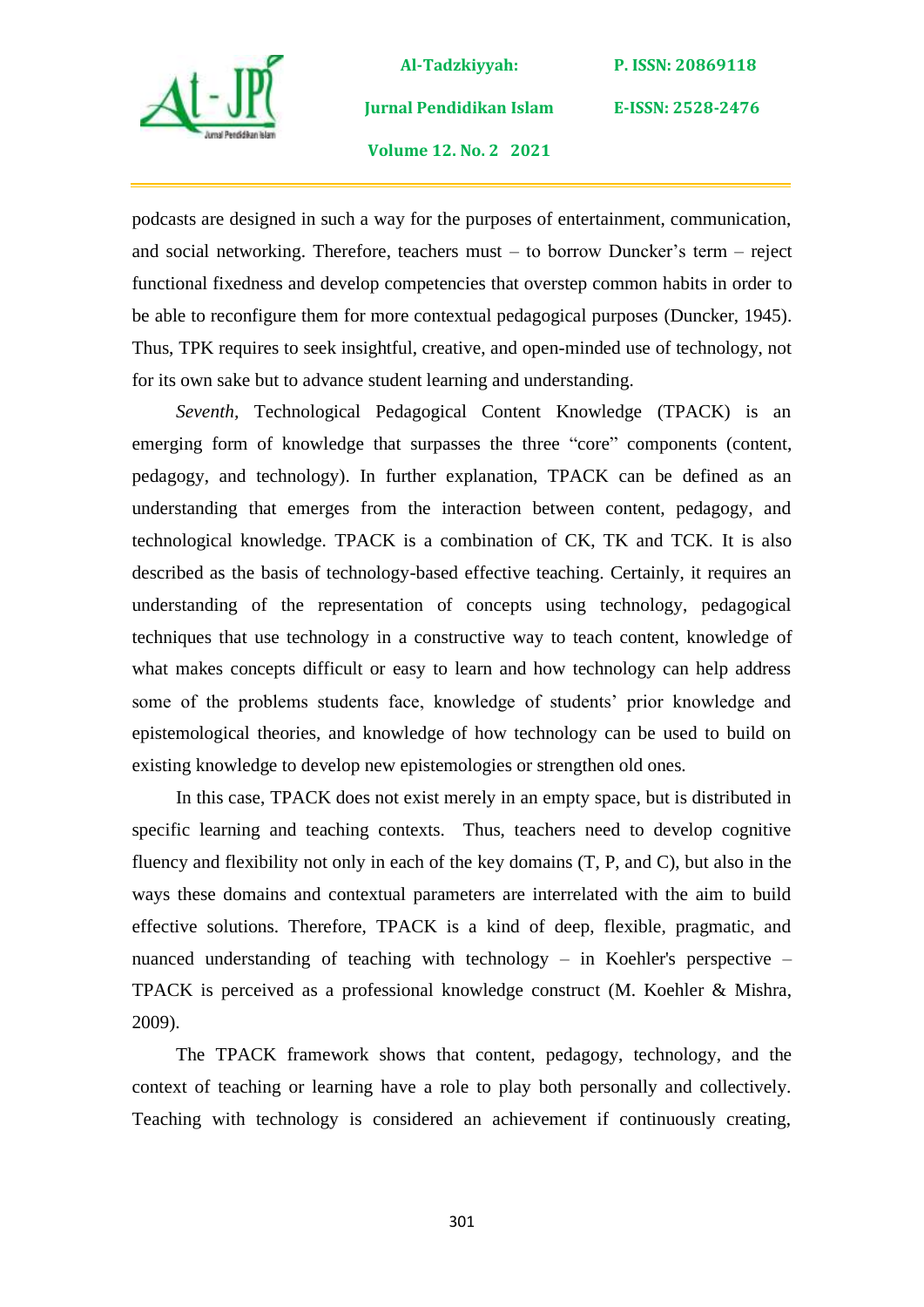podcasts are designed in such a way for the purposes of entertainment, communication, and social networking. Therefore, teachers must – to borrow Duncker's term – reject functional fixedness and develop competencies that overstep common habits in order to be able to reconfigure them for more contextual pedagogical purposes (Duncker, 1945). Thus, TPK requires to seek insightful, creative, and open-minded use of technology, not for its own sake but to advance student learning and understanding.

*Seventh*, Technological Pedagogical Content Knowledge (TPACK) is an emerging form of knowledge that surpasses the three "core" components (content, pedagogy, and technology). In further explanation, TPACK can be defined as an understanding that emerges from the interaction between content, pedagogy, and technological knowledge. TPACK is a combination of CK, TK and TCK. It is also described as the basis of technology-based effective teaching. Certainly, it requires an understanding of the representation of concepts using technology, pedagogical techniques that use technology in a constructive way to teach content, knowledge of what makes concepts difficult or easy to learn and how technology can help address some of the problems students face, knowledge of students' prior knowledge and epistemological theories, and knowledge of how technology can be used to build on existing knowledge to develop new epistemologies or strengthen old ones.

In this case, TPACK does not exist merely in an empty space, but is distributed in specific learning and teaching contexts. Thus, teachers need to develop cognitive fluency and flexibility not only in each of the key domains (T, P, and C), but also in the ways these domains and contextual parameters are interrelated with the aim to build effective solutions. Therefore, TPACK is a kind of deep, flexible, pragmatic, and nuanced understanding of teaching with technology – in Koehler's perspective – TPACK is perceived as a professional knowledge construct (M. Koehler & Mishra, 2009).

The TPACK framework shows that content, pedagogy, technology, and the context of teaching or learning have a role to play both personally and collectively. Teaching with technology is considered an achievement if continuously creating,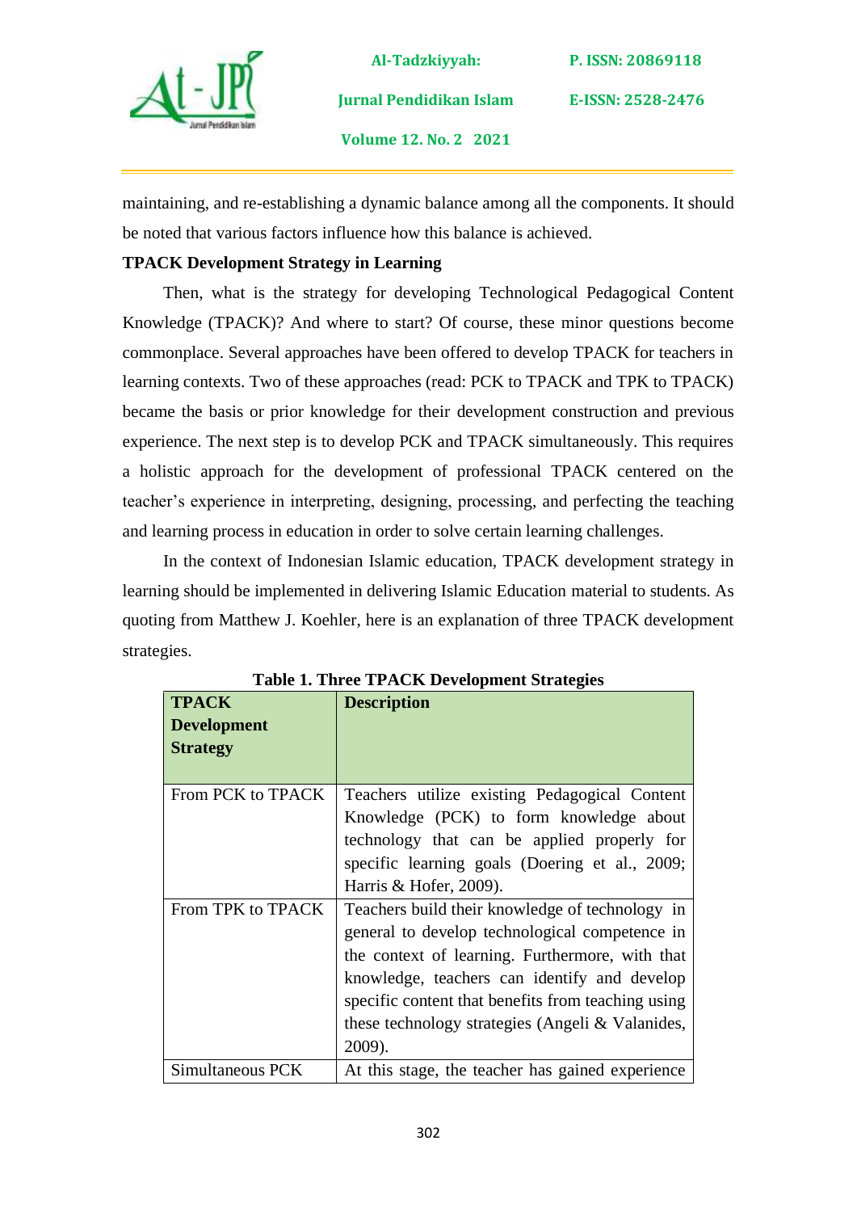maintaining, and re-establishing a dynamic balance among all the components. It should be noted that various factors influence how this balance is achieved.

**TPACK Development Strategy in Learning**

Then, what is the strategy for developing Technological Pedagogical Content Knowledge (TPACK)? And where to start? Of course, these minor questions become commonplace. Several approaches have been offered to develop TPACK for teachers in learning contexts. Two of these approaches (read: PCK to TPACK and TPK to TPACK) became the basis or prior knowledge for their development construction and previous experience. The next step is to develop PCK and TPACK simultaneously. This requires a holistic approach for the development of professional TPACK centered on the teacher's experience in interpreting, designing, processing, and perfecting the teaching and learning process in education in order to solve certain learning challenges.

In the context of Indonesian Islamic education, TPACK development strategy in learning should be implemented in delivering Islamic Education material to students. As quoting from Matthew J. Koehler, here is an explanation of three TPACK development strategies.

**Table 1. Three TPACK Development Strategies**

| TPACK Development Strategy | Description |
|---|---|
| From PCK to TPACK | Teachers utilize existing Pedagogical Content Knowledge (PCK) to form knowledge about technology that can be applied properly for specific learning goals (Doering et al., 2009; Harris & Hofer, 2009). |
| From TPK to TPACK | Teachers build their knowledge of technology in general to develop technological competence in the context of learning. Furthermore, with that knowledge, teachers can identify and develop specific content that benefits from teaching using these technology strategies (Angeli & Valanides, 2009). |
| Simultaneous PCK | At this stage, the teacher has gained experience |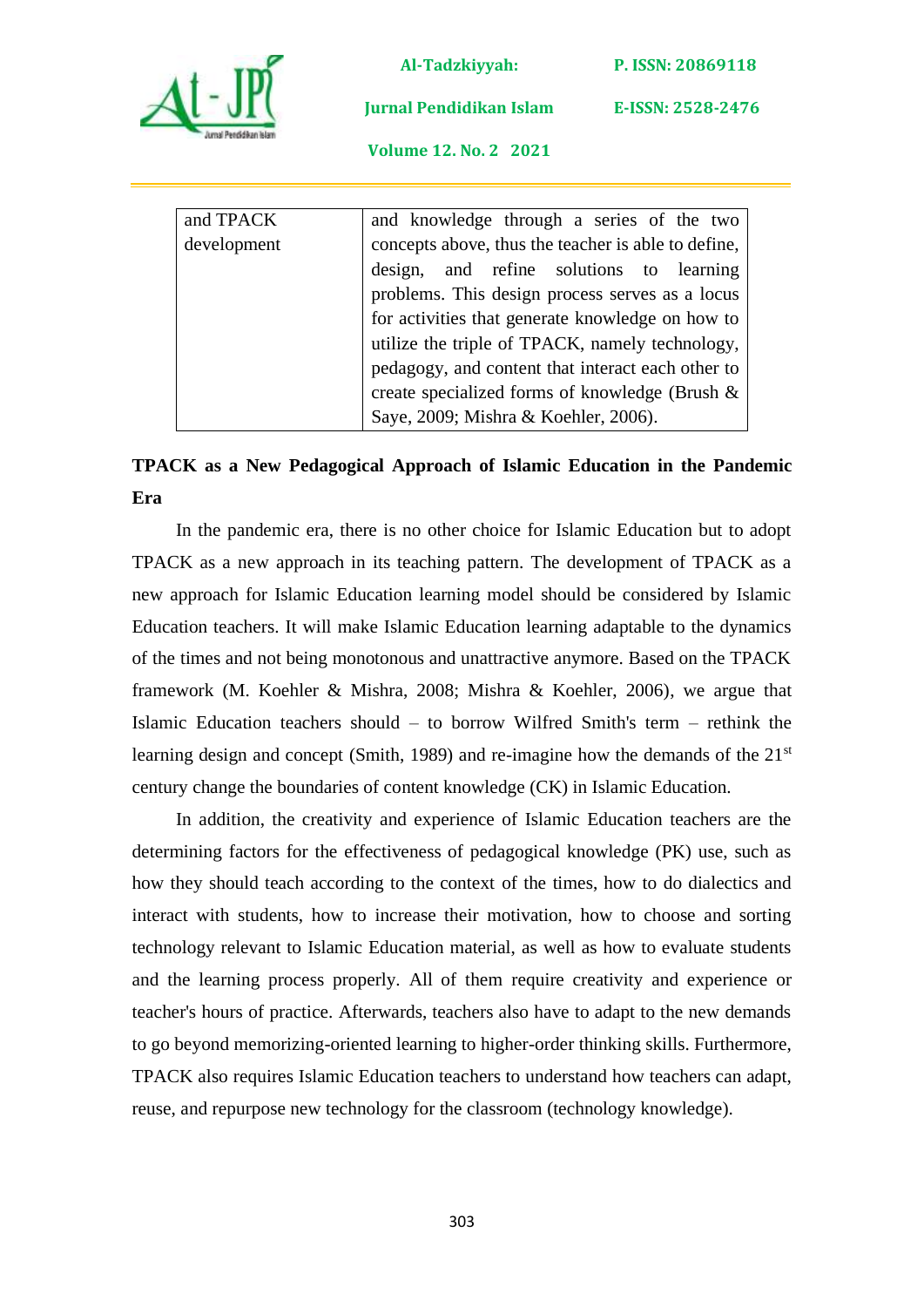| | |
|---|---|
| and TPACK development | and knowledge through a series of the two concepts above, thus the teacher is able to define, design, and refine solutions to learning problems. This design process serves as a locus for activities that generate knowledge on how to utilize the triple of TPACK, namely technology, pedagogy, and content that interact each other to create specialized forms of knowledge (Brush & Saye, 2009; Mishra & Koehler, 2006). |

**TPACK as a New Pedagogical Approach of Islamic Education in the Pandemic Era**

In the pandemic era, there is no other choice for Islamic Education but to adopt TPACK as a new approach in its teaching pattern. The development of TPACK as a new approach for Islamic Education learning model should be considered by Islamic Education teachers. It will make Islamic Education learning adaptable to the dynamics of the times and not being monotonous and unattractive anymore. Based on the TPACK framework (M. Koehler & Mishra, 2008; Mishra & Koehler, 2006), we argue that Islamic Education teachers should – to borrow Wilfred Smith's term – rethink the learning design and concept (Smith, 1989) and re-imagine how the demands of the 21st century change the boundaries of content knowledge (CK) in Islamic Education.

In addition, the creativity and experience of Islamic Education teachers are the determining factors for the effectiveness of pedagogical knowledge (PK) use, such as how they should teach according to the context of the times, how to do dialectics and interact with students, how to increase their motivation, how to choose and sorting technology relevant to Islamic Education material, as well as how to evaluate students and the learning process properly. All of them require creativity and experience or teacher's hours of practice. Afterwards, teachers also have to adapt to the new demands to go beyond memorizing-oriented learning to higher-order thinking skills. Furthermore, TPACK also requires Islamic Education teachers to understand how teachers can adapt, reuse, and repurpose new technology for the classroom (technology knowledge).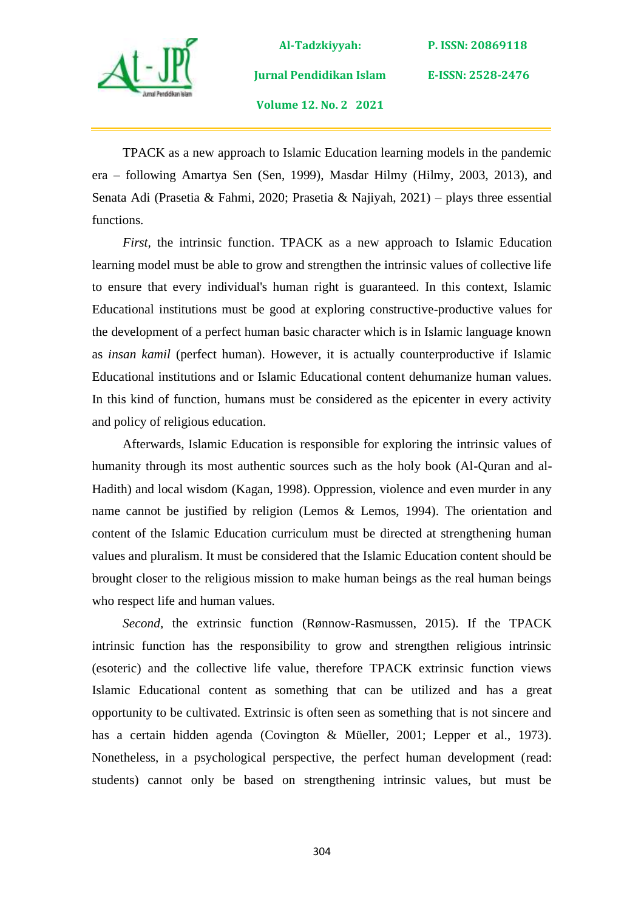TPACK as a new approach to Islamic Education learning models in the pandemic era – following Amartya Sen (Sen, 1999), Masdar Hilmy (Hilmy, 2003, 2013), and Senata Adi (Prasetia & Fahmi, 2020; Prasetia & Najiyah, 2021) – plays three essential functions.

*First,* the intrinsic function. TPACK as a new approach to Islamic Education learning model must be able to grow and strengthen the intrinsic values of collective life to ensure that every individual's human right is guaranteed. In this context, Islamic Educational institutions must be good at exploring constructive-productive values for the development of a perfect human basic character which is in Islamic language known as *insan kamil* (perfect human). However, it is actually counterproductive if Islamic Educational institutions and or Islamic Educational content dehumanize human values. In this kind of function, humans must be considered as the epicenter in every activity and policy of religious education.

Afterwards, Islamic Education is responsible for exploring the intrinsic values of humanity through its most authentic sources such as the holy book (Al-Quran and al-Hadith) and local wisdom (Kagan, 1998). Oppression, violence and even murder in any name cannot be justified by religion (Lemos & Lemos, 1994). The orientation and content of the Islamic Education curriculum must be directed at strengthening human values and pluralism. It must be considered that the Islamic Education content should be brought closer to the religious mission to make human beings as the real human beings who respect life and human values.

*Second,* the extrinsic function (Rønnow-Rasmussen, 2015). If the TPACK intrinsic function has the responsibility to grow and strengthen religious intrinsic (esoteric) and the collective life value, therefore TPACK extrinsic function views Islamic Educational content as something that can be utilized and has a great opportunity to be cultivated. Extrinsic is often seen as something that is not sincere and has a certain hidden agenda (Covington & Müeller, 2001; Lepper et al., 1973). Nonetheless, in a psychological perspective, the perfect human development (read: students) cannot only be based on strengthening intrinsic values, but must be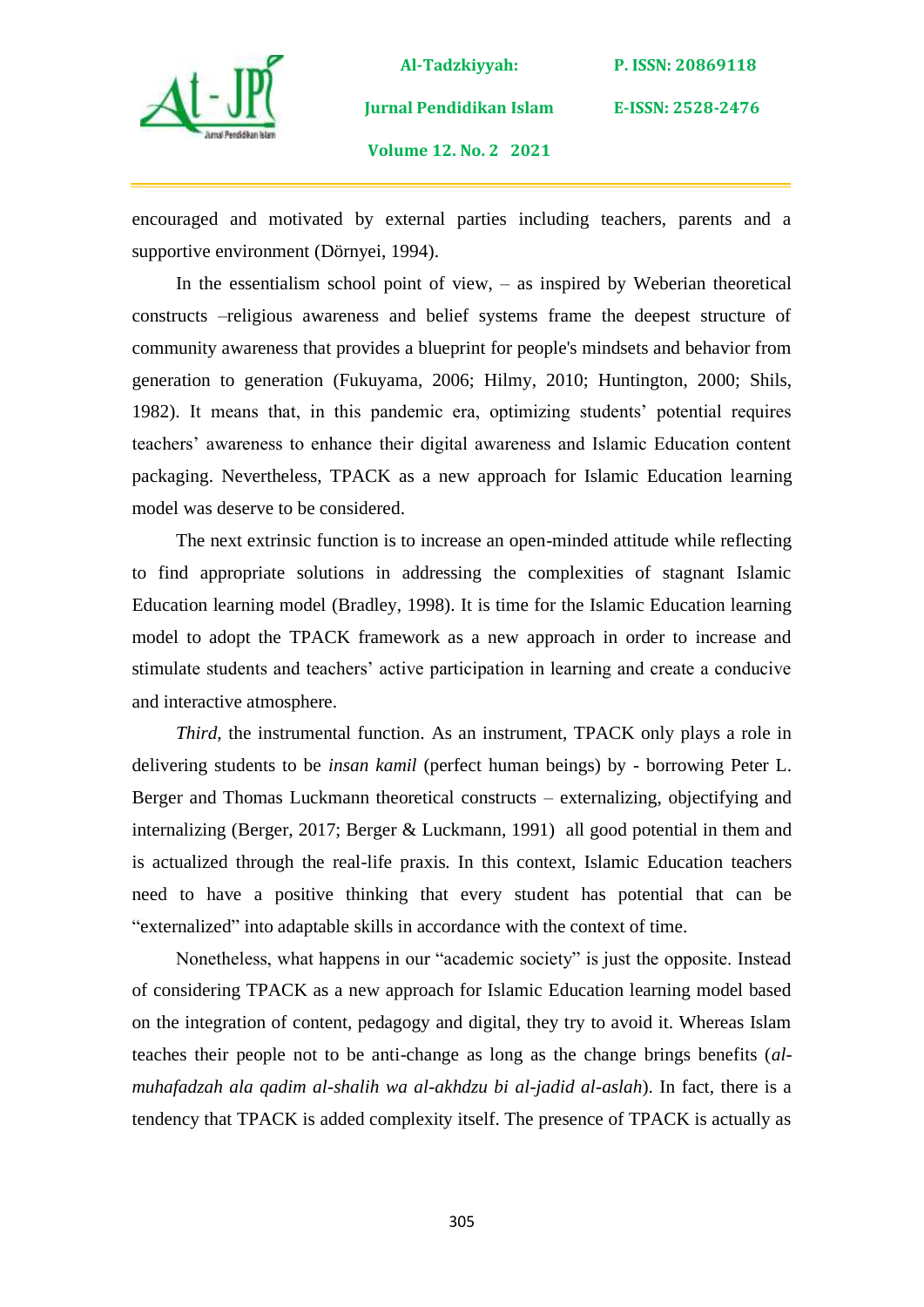encouraged and motivated by external parties including teachers, parents and a supportive environment (Dörnyei, 1994).

In the essentialism school point of view, – as inspired by Weberian theoretical constructs –religious awareness and belief systems frame the deepest structure of community awareness that provides a blueprint for people's mindsets and behavior from generation to generation (Fukuyama, 2006; Hilmy, 2010; Huntington, 2000; Shils, 1982). It means that, in this pandemic era, optimizing students' potential requires teachers' awareness to enhance their digital awareness and Islamic Education content packaging. Nevertheless, TPACK as a new approach for Islamic Education learning model was deserve to be considered.

The next extrinsic function is to increase an open-minded attitude while reflecting to find appropriate solutions in addressing the complexities of stagnant Islamic Education learning model (Bradley, 1998). It is time for the Islamic Education learning model to adopt the TPACK framework as a new approach in order to increase and stimulate students and teachers' active participation in learning and create a conducive and interactive atmosphere.

*Third,* the instrumental function. As an instrument, TPACK only plays a role in delivering students to be *insan kamil* (perfect human beings) by - borrowing Peter L. Berger and Thomas Luckmann theoretical constructs – externalizing, objectifying and internalizing (Berger, 2017; Berger & Luckmann, 1991) all good potential in them and is actualized through the real-life praxis. In this context, Islamic Education teachers need to have a positive thinking that every student has potential that can be "externalized" into adaptable skills in accordance with the context of time.

Nonetheless, what happens in our "academic society" is just the opposite. Instead of considering TPACK as a new approach for Islamic Education learning model based on the integration of content, pedagogy and digital, they try to avoid it. Whereas Islam teaches their people not to be anti-change as long as the change brings benefits (*al-muhafadzah ala qadim al-shalih wa al-akhdzu bi al-jadid al-aslah*). In fact, there is a tendency that TPACK is added complexity itself. The presence of TPACK is actually as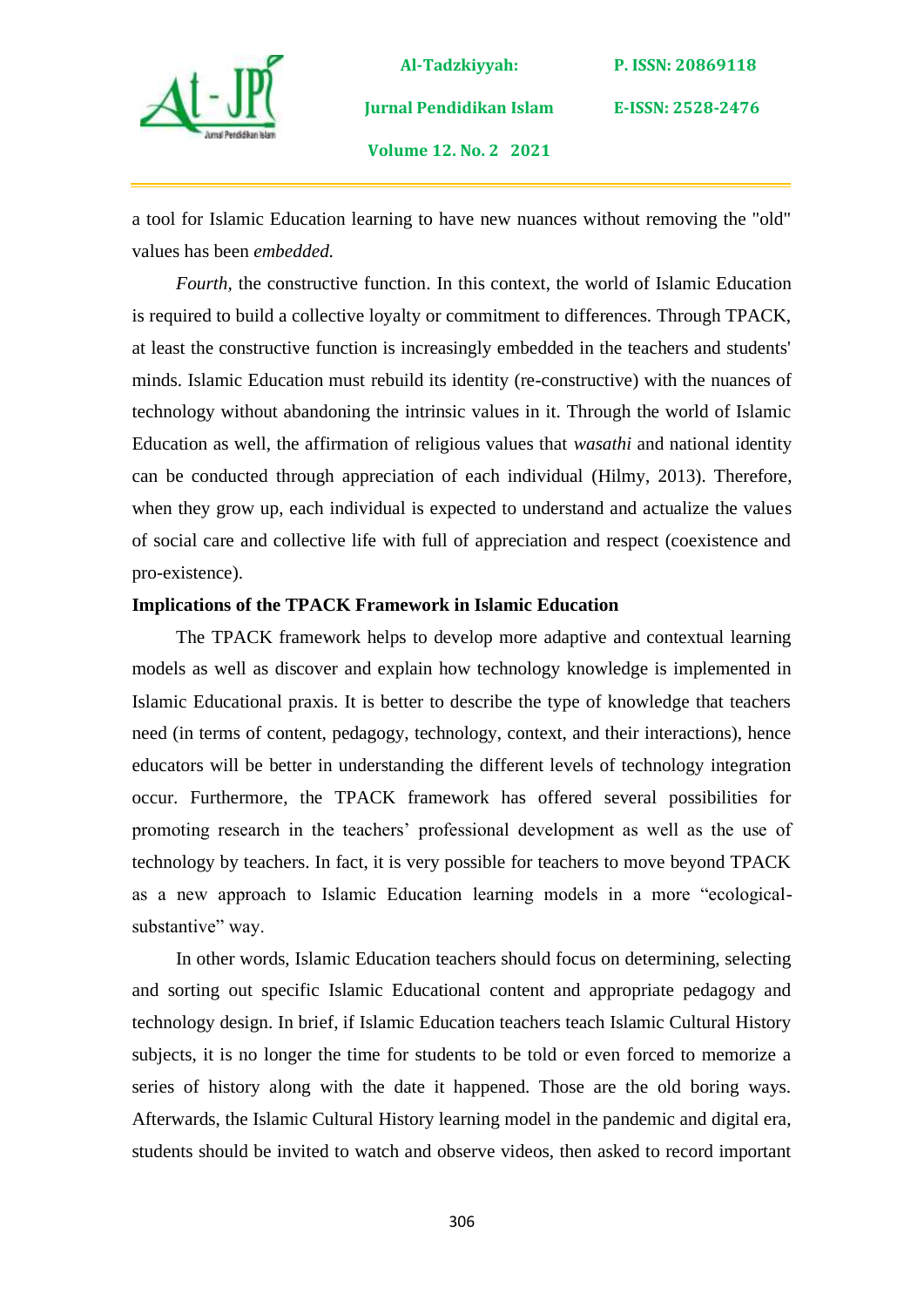a tool for Islamic Education learning to have new nuances without removing the "old" values has been *embedded.*

*Fourth,* the constructive function. In this context, the world of Islamic Education is required to build a collective loyalty or commitment to differences. Through TPACK, at least the constructive function is increasingly embedded in the teachers and students' minds. Islamic Education must rebuild its identity (re-constructive) with the nuances of technology without abandoning the intrinsic values in it. Through the world of Islamic Education as well, the affirmation of religious values that *wasathi* and national identity can be conducted through appreciation of each individual (Hilmy, 2013). Therefore, when they grow up, each individual is expected to understand and actualize the values of social care and collective life with full of appreciation and respect (coexistence and pro-existence).

**Implications of the TPACK Framework in Islamic Education**

The TPACK framework helps to develop more adaptive and contextual learning models as well as discover and explain how technology knowledge is implemented in Islamic Educational praxis. It is better to describe the type of knowledge that teachers need (in terms of content, pedagogy, technology, context, and their interactions), hence educators will be better in understanding the different levels of technology integration occur. Furthermore, the TPACK framework has offered several possibilities for promoting research in the teachers' professional development as well as the use of technology by teachers. In fact, it is very possible for teachers to move beyond TPACK as a new approach to Islamic Education learning models in a more "ecological-substantive" way.

In other words, Islamic Education teachers should focus on determining, selecting and sorting out specific Islamic Educational content and appropriate pedagogy and technology design. In brief, if Islamic Education teachers teach Islamic Cultural History subjects, it is no longer the time for students to be told or even forced to memorize a series of history along with the date it happened. Those are the old boring ways. Afterwards, the Islamic Cultural History learning model in the pandemic and digital era, students should be invited to watch and observe videos, then asked to record important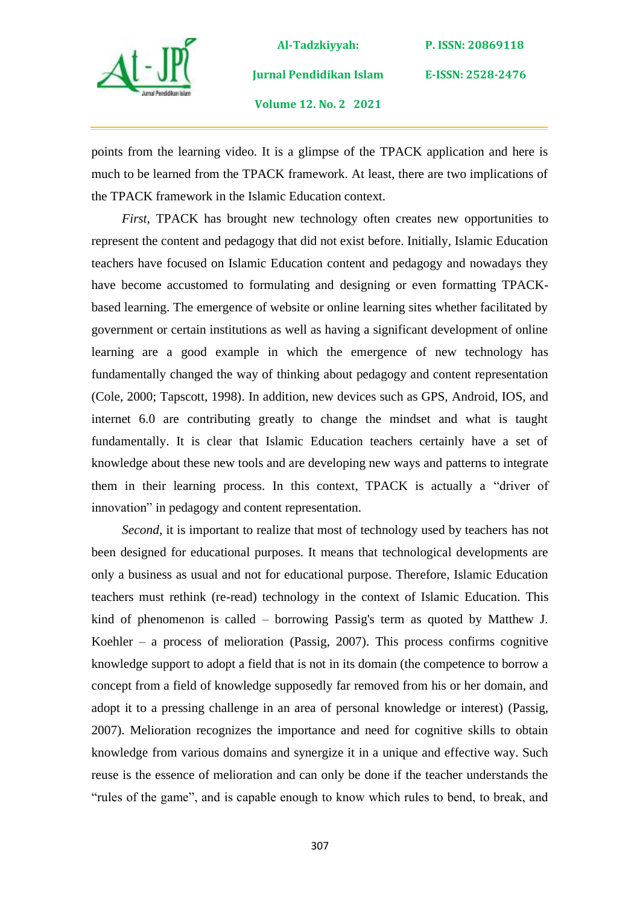points from the learning video. It is a glimpse of the TPACK application and here is much to be learned from the TPACK framework. At least, there are two implications of the TPACK framework in the Islamic Education context.

*First*, TPACK has brought new technology often creates new opportunities to represent the content and pedagogy that did not exist before. Initially, Islamic Education teachers have focused on Islamic Education content and pedagogy and nowadays they have become accustomed to formulating and designing or even formatting TPACK-based learning. The emergence of website or online learning sites whether facilitated by government or certain institutions as well as having a significant development of online learning are a good example in which the emergence of new technology has fundamentally changed the way of thinking about pedagogy and content representation (Cole, 2000; Tapscott, 1998). In addition, new devices such as GPS, Android, IOS, and internet 6.0 are contributing greatly to change the mindset and what is taught fundamentally. It is clear that Islamic Education teachers certainly have a set of knowledge about these new tools and are developing new ways and patterns to integrate them in their learning process. In this context, TPACK is actually a "driver of innovation" in pedagogy and content representation.

*Second*, it is important to realize that most of technology used by teachers has not been designed for educational purposes. It means that technological developments are only a business as usual and not for educational purpose. Therefore, Islamic Education teachers must rethink (re-read) technology in the context of Islamic Education. This kind of phenomenon is called – borrowing Passig's term as quoted by Matthew J. Koehler – a process of melioration (Passig, 2007). This process confirms cognitive knowledge support to adopt a field that is not in its domain (the competence to borrow a concept from a field of knowledge supposedly far removed from his or her domain, and adopt it to a pressing challenge in an area of personal knowledge or interest) (Passig, 2007). Melioration recognizes the importance and need for cognitive skills to obtain knowledge from various domains and synergize it in a unique and effective way. Such reuse is the essence of melioration and can only be done if the teacher understands the "rules of the game", and is capable enough to know which rules to bend, to break, and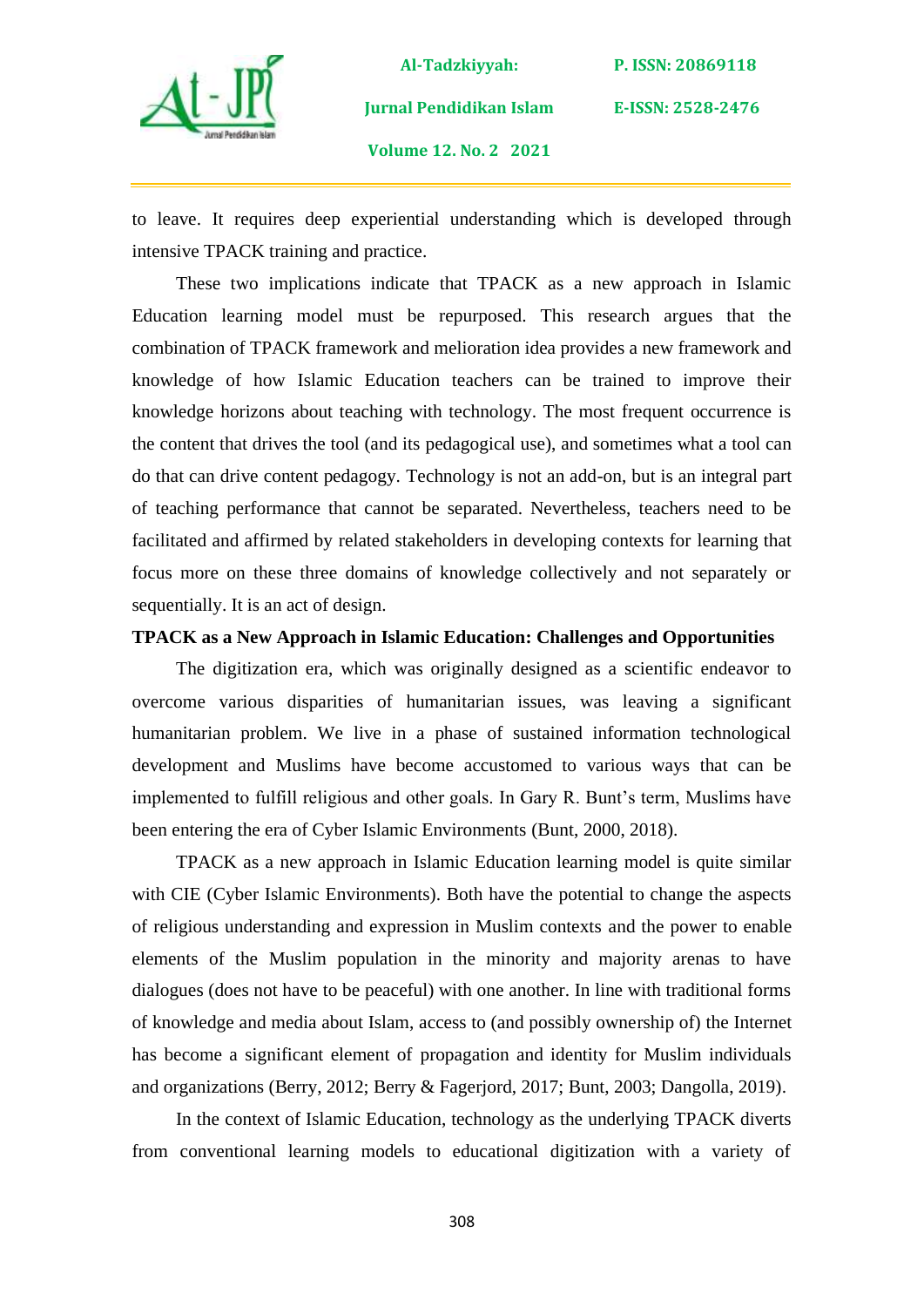to leave. It requires deep experiential understanding which is developed through intensive TPACK training and practice.

These two implications indicate that TPACK as a new approach in Islamic Education learning model must be repurposed. This research argues that the combination of TPACK framework and melioration idea provides a new framework and knowledge of how Islamic Education teachers can be trained to improve their knowledge horizons about teaching with technology. The most frequent occurrence is the content that drives the tool (and its pedagogical use), and sometimes what a tool can do that can drive content pedagogy. Technology is not an add-on, but is an integral part of teaching performance that cannot be separated. Nevertheless, teachers need to be facilitated and affirmed by related stakeholders in developing contexts for learning that focus more on these three domains of knowledge collectively and not separately or sequentially. It is an act of design.

**TPACK as a New Approach in Islamic Education: Challenges and Opportunities**

The digitization era, which was originally designed as a scientific endeavor to overcome various disparities of humanitarian issues, was leaving a significant humanitarian problem. We live in a phase of sustained information technological development and Muslims have become accustomed to various ways that can be implemented to fulfill religious and other goals. In Gary R. Bunt's term, Muslims have been entering the era of Cyber Islamic Environments (Bunt, 2000, 2018).

TPACK as a new approach in Islamic Education learning model is quite similar with CIE (Cyber Islamic Environments). Both have the potential to change the aspects of religious understanding and expression in Muslim contexts and the power to enable elements of the Muslim population in the minority and majority arenas to have dialogues (does not have to be peaceful) with one another. In line with traditional forms of knowledge and media about Islam, access to (and possibly ownership of) the Internet has become a significant element of propagation and identity for Muslim individuals and organizations (Berry, 2012; Berry & Fagerjord, 2017; Bunt, 2003; Dangolla, 2019).

In the context of Islamic Education, technology as the underlying TPACK diverts from conventional learning models to educational digitization with a variety of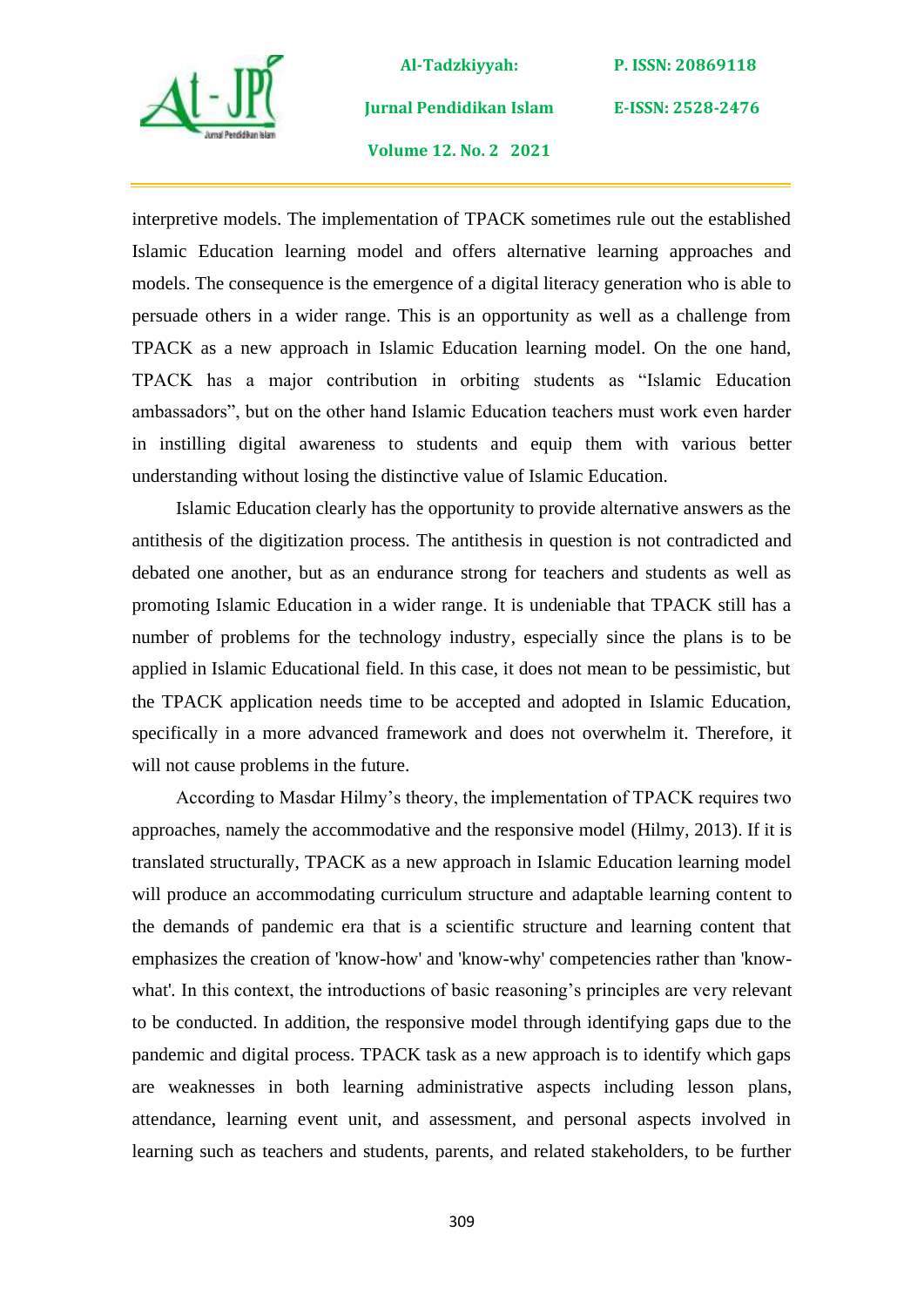interpretive models. The implementation of TPACK sometimes rule out the established Islamic Education learning model and offers alternative learning approaches and models. The consequence is the emergence of a digital literacy generation who is able to persuade others in a wider range. This is an opportunity as well as a challenge from TPACK as a new approach in Islamic Education learning model. On the one hand, TPACK has a major contribution in orbiting students as "Islamic Education ambassadors", but on the other hand Islamic Education teachers must work even harder in instilling digital awareness to students and equip them with various better understanding without losing the distinctive value of Islamic Education.

Islamic Education clearly has the opportunity to provide alternative answers as the antithesis of the digitization process. The antithesis in question is not contradicted and debated one another, but as an endurance strong for teachers and students as well as promoting Islamic Education in a wider range. It is undeniable that TPACK still has a number of problems for the technology industry, especially since the plans is to be applied in Islamic Educational field. In this case, it does not mean to be pessimistic, but the TPACK application needs time to be accepted and adopted in Islamic Education, specifically in a more advanced framework and does not overwhelm it. Therefore, it will not cause problems in the future.

According to Masdar Hilmy's theory, the implementation of TPACK requires two approaches, namely the accommodative and the responsive model (Hilmy, 2013). If it is translated structurally, TPACK as a new approach in Islamic Education learning model will produce an accommodating curriculum structure and adaptable learning content to the demands of pandemic era that is a scientific structure and learning content that emphasizes the creation of 'know-how' and 'know-why' competencies rather than 'know-what'. In this context, the introductions of basic reasoning's principles are very relevant to be conducted. In addition, the responsive model through identifying gaps due to the pandemic and digital process. TPACK task as a new approach is to identify which gaps are weaknesses in both learning administrative aspects including lesson plans, attendance, learning event unit, and assessment, and personal aspects involved in learning such as teachers and students, parents, and related stakeholders, to be further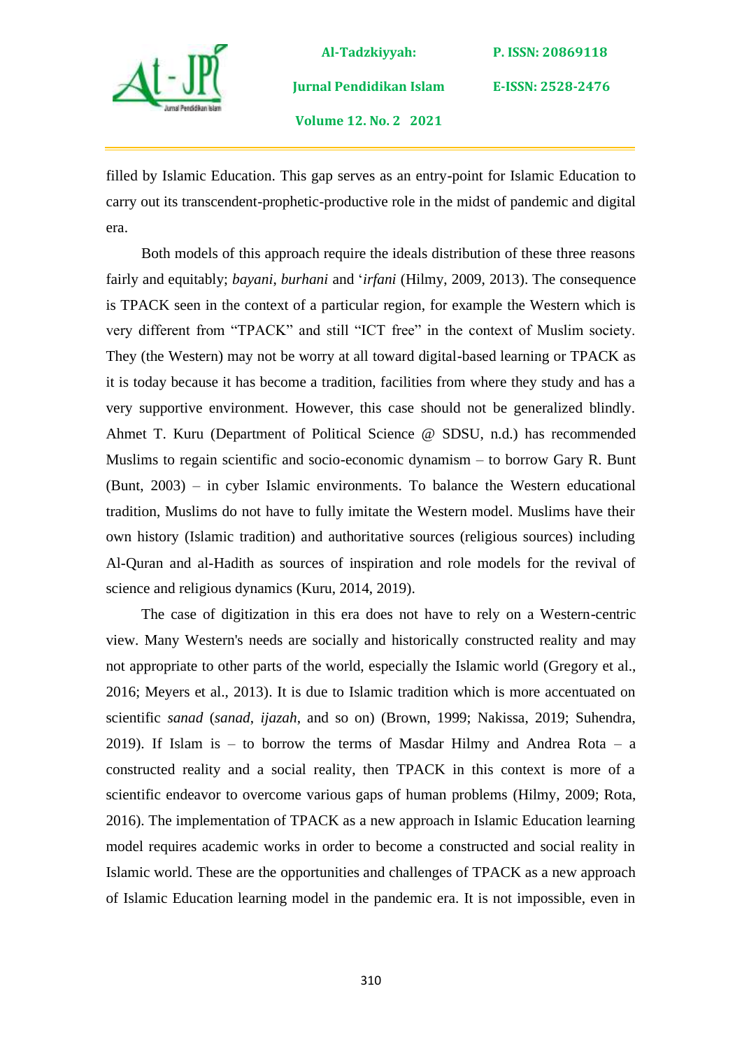filled by Islamic Education. This gap serves as an entry-point for Islamic Education to carry out its transcendent-prophetic-productive role in the midst of pandemic and digital era.

Both models of this approach require the ideals distribution of these three reasons fairly and equitably; *bayani*, *burhani* and '*irfani* (Hilmy, 2009, 2013). The consequence is TPACK seen in the context of a particular region, for example the Western which is very different from "TPACK" and still "ICT free" in the context of Muslim society. They (the Western) may not be worry at all toward digital-based learning or TPACK as it is today because it has become a tradition, facilities from where they study and has a very supportive environment. However, this case should not be generalized blindly. Ahmet T. Kuru (Department of Political Science @ SDSU, n.d.) has recommended Muslims to regain scientific and socio-economic dynamism – to borrow Gary R. Bunt (Bunt, 2003) – in cyber Islamic environments. To balance the Western educational tradition, Muslims do not have to fully imitate the Western model. Muslims have their own history (Islamic tradition) and authoritative sources (religious sources) including Al-Quran and al-Hadith as sources of inspiration and role models for the revival of science and religious dynamics (Kuru, 2014, 2019).

The case of digitization in this era does not have to rely on a Western-centric view. Many Western's needs are socially and historically constructed reality and may not appropriate to other parts of the world, especially the Islamic world (Gregory et al., 2016; Meyers et al., 2013). It is due to Islamic tradition which is more accentuated on scientific *sanad* (*sanad*, *ijazah*, and so on) (Brown, 1999; Nakissa, 2019; Suhendra, 2019). If Islam is – to borrow the terms of Masdar Hilmy and Andrea Rota – a constructed reality and a social reality, then TPACK in this context is more of a scientific endeavor to overcome various gaps of human problems (Hilmy, 2009; Rota, 2016). The implementation of TPACK as a new approach in Islamic Education learning model requires academic works in order to become a constructed and social reality in Islamic world. These are the opportunities and challenges of TPACK as a new approach of Islamic Education learning model in the pandemic era. It is not impossible, even in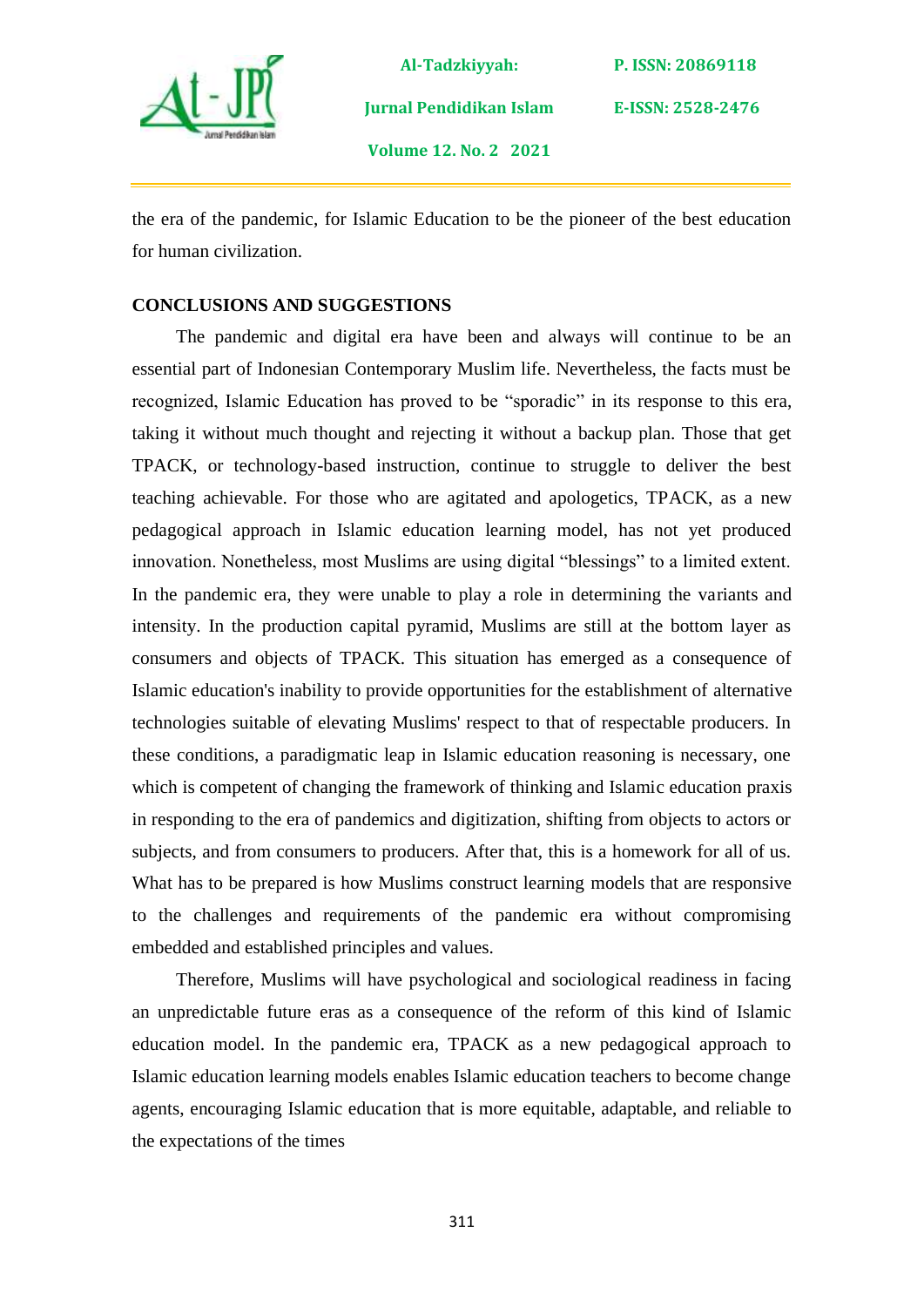the era of the pandemic, for Islamic Education to be the pioneer of the best education for human civilization.

## CONCLUSIONS AND SUGGESTIONS

The pandemic and digital era have been and always will continue to be an essential part of Indonesian Contemporary Muslim life. Nevertheless, the facts must be recognized, Islamic Education has proved to be "sporadic" in its response to this era, taking it without much thought and rejecting it without a backup plan. Those that get TPACK, or technology-based instruction, continue to struggle to deliver the best teaching achievable. For those who are agitated and apologetics, TPACK, as a new pedagogical approach in Islamic education learning model, has not yet produced innovation. Nonetheless, most Muslims are using digital "blessings" to a limited extent. In the pandemic era, they were unable to play a role in determining the variants and intensity. In the production capital pyramid, Muslims are still at the bottom layer as consumers and objects of TPACK. This situation has emerged as a consequence of Islamic education's inability to provide opportunities for the establishment of alternative technologies suitable of elevating Muslims' respect to that of respectable producers. In these conditions, a paradigmatic leap in Islamic education reasoning is necessary, one which is competent of changing the framework of thinking and Islamic education praxis in responding to the era of pandemics and digitization, shifting from objects to actors or subjects, and from consumers to producers. After that, this is a homework for all of us. What has to be prepared is how Muslims construct learning models that are responsive to the challenges and requirements of the pandemic era without compromising embedded and established principles and values.

Therefore, Muslims will have psychological and sociological readiness in facing an unpredictable future eras as a consequence of the reform of this kind of Islamic education model. In the pandemic era, TPACK as a new pedagogical approach to Islamic education learning models enables Islamic education teachers to become change agents, encouraging Islamic education that is more equitable, adaptable, and reliable to the expectations of the times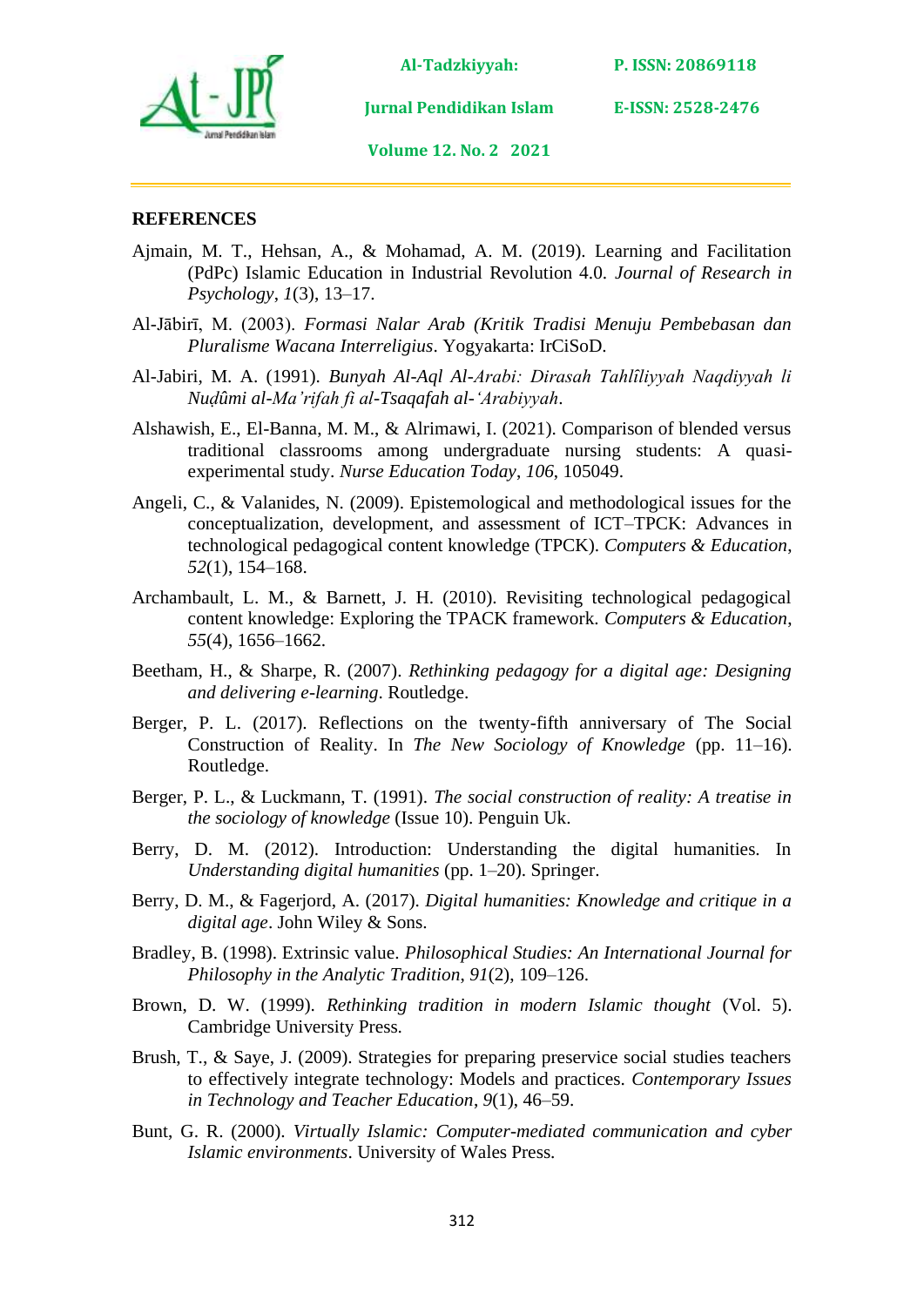## REFERENCES

Ajmain, M. T., Hehsan, A., & Mohamad, A. M. (2019). Learning and Facilitation (PdPc) Islamic Education in Industrial Revolution 4.0. *Journal of Research in Psychology*, *1*(3), 13–17.

Al-Jābirī, M. (2003). *Formasi Nalar Arab (Kritik Tradisi Menuju Pembebasan dan Pluralisme Wacana Interreligius*. Yogyakarta: IrCiSoD.

Al-Jabiri, M. A. (1991). *Bunyah Al-Aql Al-Arabi: Dirasah Tahlîliyyah Naqdiyyah li Nuḍûmi al-Ma'rifah fi al-Tsaqafah al-'Arabiyyah*.

Alshawish, E., El-Banna, M. M., & Alrimawi, I. (2021). Comparison of blended versus traditional classrooms among undergraduate nursing students: A quasi-experimental study. *Nurse Education Today*, *106*, 105049.

Angeli, C., & Valanides, N. (2009). Epistemological and methodological issues for the conceptualization, development, and assessment of ICT–TPCK: Advances in technological pedagogical content knowledge (TPCK). *Computers & Education*, *52*(1), 154–168.

Archambault, L. M., & Barnett, J. H. (2010). Revisiting technological pedagogical content knowledge: Exploring the TPACK framework. *Computers & Education*, *55*(4), 1656–1662.

Beetham, H., & Sharpe, R. (2007). *Rethinking pedagogy for a digital age: Designing and delivering e-learning*. Routledge.

Berger, P. L. (2017). Reflections on the twenty-fifth anniversary of The Social Construction of Reality. In *The New Sociology of Knowledge* (pp. 11–16). Routledge.

Berger, P. L., & Luckmann, T. (1991). *The social construction of reality: A treatise in the sociology of knowledge* (Issue 10). Penguin Uk.

Berry, D. M. (2012). Introduction: Understanding the digital humanities. In *Understanding digital humanities* (pp. 1–20). Springer.

Berry, D. M., & Fagerjord, A. (2017). *Digital humanities: Knowledge and critique in a digital age*. John Wiley & Sons.

Bradley, B. (1998). Extrinsic value. *Philosophical Studies: An International Journal for Philosophy in the Analytic Tradition*, *91*(2), 109–126.

Brown, D. W. (1999). *Rethinking tradition in modern Islamic thought* (Vol. 5). Cambridge University Press.

Brush, T., & Saye, J. (2009). Strategies for preparing preservice social studies teachers to effectively integrate technology: Models and practices. *Contemporary Issues in Technology and Teacher Education*, *9*(1), 46–59.

Bunt, G. R. (2000). *Virtually Islamic: Computer-mediated communication and cyber Islamic environments*. University of Wales Press.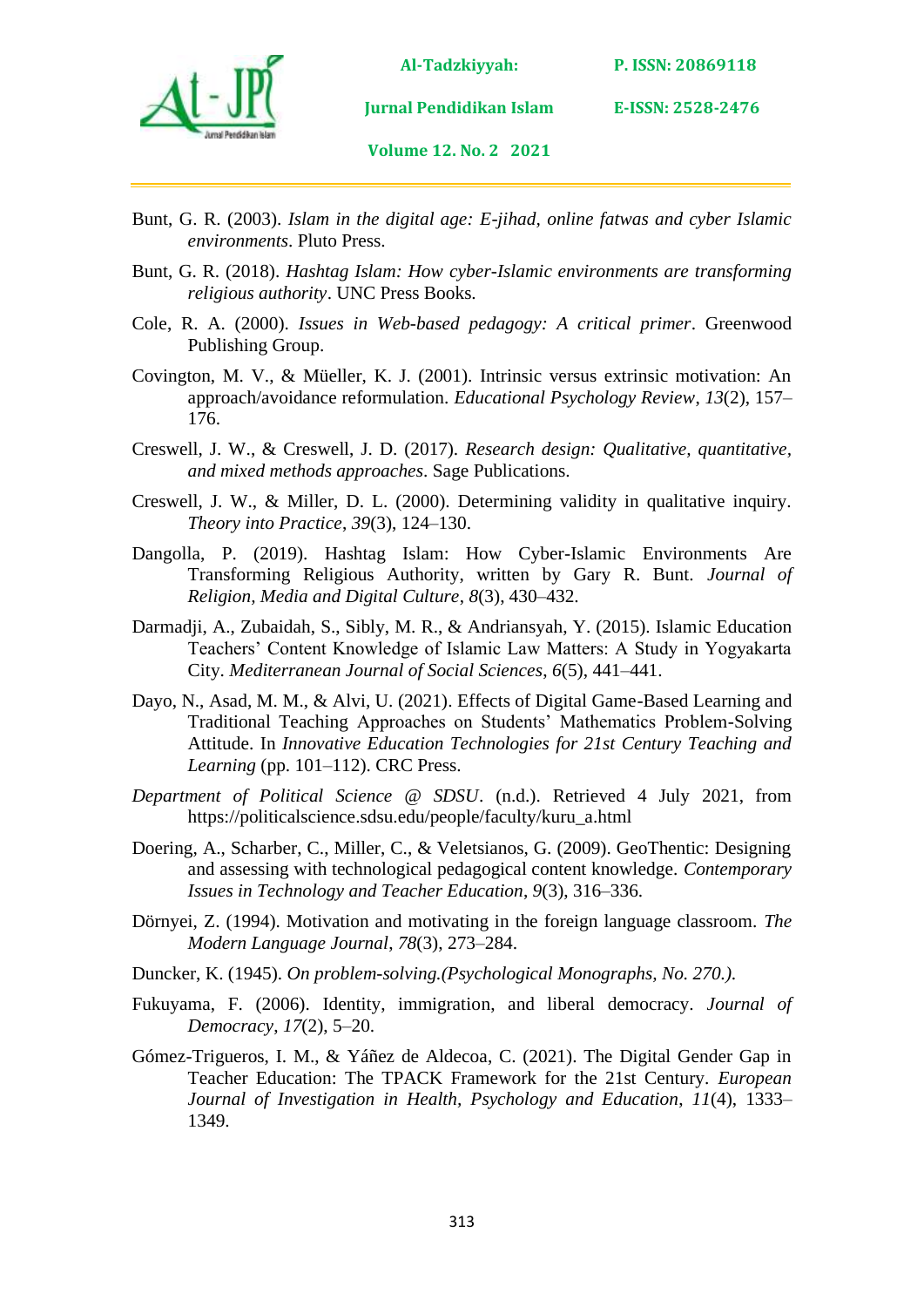Bunt, G. R. (2003). *Islam in the digital age: E-jihad, online fatwas and cyber Islamic environments*. Pluto Press.

Bunt, G. R. (2018). *Hashtag Islam: How cyber-Islamic environments are transforming religious authority*. UNC Press Books.

Cole, R. A. (2000). *Issues in Web-based pedagogy: A critical primer*. Greenwood Publishing Group.

Covington, M. V., & Müeller, K. J. (2001). Intrinsic versus extrinsic motivation: An approach/avoidance reformulation. *Educational Psychology Review*, *13*(2), 157–176.

Creswell, J. W., & Creswell, J. D. (2017). *Research design: Qualitative, quantitative, and mixed methods approaches*. Sage Publications.

Creswell, J. W., & Miller, D. L. (2000). Determining validity in qualitative inquiry. *Theory into Practice*, *39*(3), 124–130.

Dangolla, P. (2019). Hashtag Islam: How Cyber-Islamic Environments Are Transforming Religious Authority, written by Gary R. Bunt. *Journal of Religion, Media and Digital Culture*, *8*(3), 430–432.

Darmadji, A., Zubaidah, S., Sibly, M. R., & Andriansyah, Y. (2015). Islamic Education Teachers' Content Knowledge of Islamic Law Matters: A Study in Yogyakarta City. *Mediterranean Journal of Social Sciences*, *6*(5), 441–441.

Dayo, N., Asad, M. M., & Alvi, U. (2021). Effects of Digital Game-Based Learning and Traditional Teaching Approaches on Students' Mathematics Problem-Solving Attitude. In *Innovative Education Technologies for 21st Century Teaching and Learning* (pp. 101–112). CRC Press.

*Department of Political Science @ SDSU*. (n.d.). Retrieved 4 July 2021, from https://politicalscience.sdsu.edu/people/faculty/kuru_a.html

Doering, A., Scharber, C., Miller, C., & Veletsianos, G. (2009). GeoThentic: Designing and assessing with technological pedagogical content knowledge. *Contemporary Issues in Technology and Teacher Education*, *9*(3), 316–336.

Dörnyei, Z. (1994). Motivation and motivating in the foreign language classroom. *The Modern Language Journal*, *78*(3), 273–284.

Duncker, K. (1945). *On problem-solving.(Psychological Monographs, No. 270.).*

Fukuyama, F. (2006). Identity, immigration, and liberal democracy. *Journal of Democracy*, *17*(2), 5–20.

Gómez-Trigueros, I. M., & Yáñez de Aldecoa, C. (2021). The Digital Gender Gap in Teacher Education: The TPACK Framework for the 21st Century. *European Journal of Investigation in Health, Psychology and Education*, *11*(4), 1333–1349.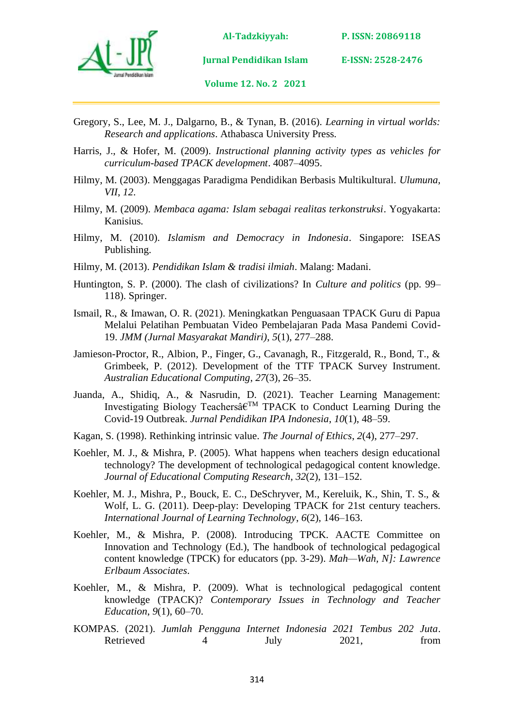Gregory, S., Lee, M. J., Dalgarno, B., & Tynan, B. (2016). *Learning in virtual worlds: Research and applications*. Athabasca University Press.

Harris, J., & Hofer, M. (2009). *Instructional planning activity types as vehicles for curriculum-based TPACK development*. 4087–4095.

Hilmy, M. (2003). Menggagas Paradigma Pendidikan Berbasis Multikultural. *Ulumuna*, *VII, 12*.

Hilmy, M. (2009). *Membaca agama: Islam sebagai realitas terkonstruksi*. Yogyakarta: Kanisius.

Hilmy, M. (2010). *Islamism and Democracy in Indonesia*. Singapore: ISEAS Publishing.

Hilmy, M. (2013). *Pendidikan Islam & tradisi ilmiah*. Malang: Madani.

Huntington, S. P. (2000). The clash of civilizations? In *Culture and politics* (pp. 99–118). Springer.

Ismail, R., & Imawan, O. R. (2021). Meningkatkan Penguasaan TPACK Guru di Papua Melalui Pelatihan Pembuatan Video Pembelajaran Pada Masa Pandemi Covid-19. *JMM (Jurnal Masyarakat Mandiri)*, *5*(1), 277–288.

Jamieson-Proctor, R., Albion, P., Finger, G., Cavanagh, R., Fitzgerald, R., Bond, T., & Grimbeek, P. (2012). Development of the TTF TPACK Survey Instrument. *Australian Educational Computing*, *27*(3), 26–35.

Juanda, A., Shidiq, A., & Nasrudin, D. (2021). Teacher Learning Management: Investigating Biology Teachersâ€™ TPACK to Conduct Learning During the Covid-19 Outbreak. *Jurnal Pendidikan IPA Indonesia*, *10*(1), 48–59.

Kagan, S. (1998). Rethinking intrinsic value. *The Journal of Ethics*, *2*(4), 277–297.

Koehler, M. J., & Mishra, P. (2005). What happens when teachers design educational technology? The development of technological pedagogical content knowledge. *Journal of Educational Computing Research*, *32*(2), 131–152.

Koehler, M. J., Mishra, P., Bouck, E. C., DeSchryver, M., Kereluik, K., Shin, T. S., & Wolf, L. G. (2011). Deep-play: Developing TPACK for 21st century teachers. *International Journal of Learning Technology*, *6*(2), 146–163.

Koehler, M., & Mishra, P. (2008). Introducing TPCK. AACTE Committee on Innovation and Technology (Ed.), The handbook of technological pedagogical content knowledge (TPCK) for educators (pp. 3-29). *Mah—Wah, N]: Lawrence Erlbaum Associates*.

Koehler, M., & Mishra, P. (2009). What is technological pedagogical content knowledge (TPACK)? *Contemporary Issues in Technology and Teacher Education*, *9*(1), 60–70.

KOMPAS. (2021). *Jumlah Pengguna Internet Indonesia 2021 Tembus 202 Juta*. Retrieved 4 July 2021, from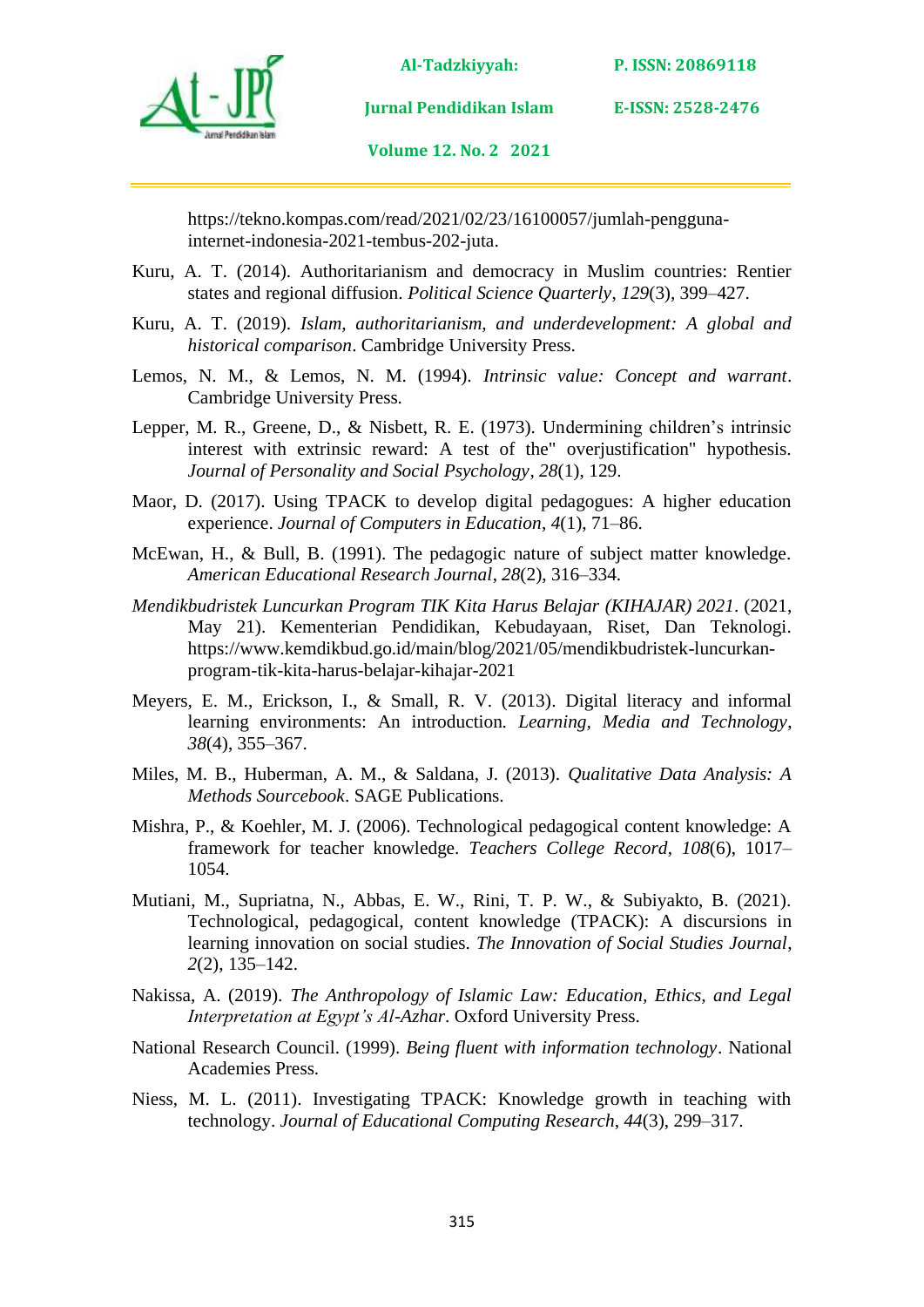https://tekno.kompas.com/read/2021/02/23/16100057/jumlah-pengguna-internet-indonesia-2021-tembus-202-juta.

Kuru, A. T. (2014). Authoritarianism and democracy in Muslim countries: Rentier states and regional diffusion. *Political Science Quarterly*, *129*(3), 399–427.

Kuru, A. T. (2019). *Islam, authoritarianism, and underdevelopment: A global and historical comparison*. Cambridge University Press.

Lemos, N. M., & Lemos, N. M. (1994). *Intrinsic value: Concept and warrant*. Cambridge University Press.

Lepper, M. R., Greene, D., & Nisbett, R. E. (1973). Undermining children's intrinsic interest with extrinsic reward: A test of the" overjustification" hypothesis. *Journal of Personality and Social Psychology*, *28*(1), 129.

Maor, D. (2017). Using TPACK to develop digital pedagogues: A higher education experience. *Journal of Computers in Education*, *4*(1), 71–86.

McEwan, H., & Bull, B. (1991). The pedagogic nature of subject matter knowledge. *American Educational Research Journal*, *28*(2), 316–334.

*Mendikbudristek Luncurkan Program TIK Kita Harus Belajar (KIHAJAR) 2021*. (2021, May 21). Kementerian Pendidikan, Kebudayaan, Riset, Dan Teknologi. https://www.kemdikbud.go.id/main/blog/2021/05/mendikbudristek-luncurkan-program-tik-kita-harus-belajar-kihajar-2021

Meyers, E. M., Erickson, I., & Small, R. V. (2013). Digital literacy and informal learning environments: An introduction. *Learning, Media and Technology*, *38*(4), 355–367.

Miles, M. B., Huberman, A. M., & Saldana, J. (2013). *Qualitative Data Analysis: A Methods Sourcebook*. SAGE Publications.

Mishra, P., & Koehler, M. J. (2006). Technological pedagogical content knowledge: A framework for teacher knowledge. *Teachers College Record*, *108*(6), 1017–1054.

Mutiani, M., Supriatna, N., Abbas, E. W., Rini, T. P. W., & Subiyakto, B. (2021). Technological, pedagogical, content knowledge (TPACK): A discursions in learning innovation on social studies. *The Innovation of Social Studies Journal*, *2*(2), 135–142.

Nakissa, A. (2019). *The Anthropology of Islamic Law: Education, Ethics, and Legal Interpretation at Egypt's Al-Azhar*. Oxford University Press.

National Research Council. (1999). *Being fluent with information technology*. National Academies Press.

Niess, M. L. (2011). Investigating TPACK: Knowledge growth in teaching with technology. *Journal of Educational Computing Research*, *44*(3), 299–317.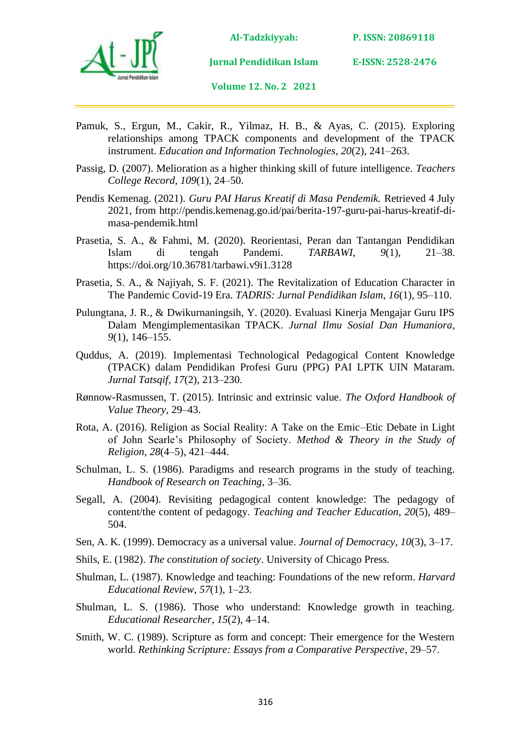Pamuk, S., Ergun, M., Cakir, R., Yilmaz, H. B., & Ayas, C. (2015). Exploring relationships among TPACK components and development of the TPACK instrument. *Education and Information Technologies*, *20*(2), 241–263.

Passig, D. (2007). Melioration as a higher thinking skill of future intelligence. *Teachers College Record*, *109*(1), 24–50.

Pendis Kemenag. (2021). *Guru PAI Harus Kreatif di Masa Pendemik.* Retrieved 4 July 2021, from http://pendis.kemenag.go.id/pai/berita-197-guru-pai-harus-kreatif-di-masa-pendemik.html

Prasetia, S. A., & Fahmi, M. (2020). Reorientasi, Peran dan Tantangan Pendidikan Islam di tengah Pandemi. *TARBAWI*, *9*(1), 21–38. https://doi.org/10.36781/tarbawi.v9i1.3128

Prasetia, S. A., & Najiyah, S. F. (2021). The Revitalization of Education Character in The Pandemic Covid-19 Era. *TADRIS: Jurnal Pendidikan Islam*, *16*(1), 95–110.

Pulungtana, J. R., & Dwikurnaningsih, Y. (2020). Evaluasi Kinerja Mengajar Guru IPS Dalam Mengimplementasikan TPACK. *Jurnal Ilmu Sosial Dan Humaniora*, *9*(1), 146–155.

Quddus, A. (2019). Implementasi Technological Pedagogical Content Knowledge (TPACK) dalam Pendidikan Profesi Guru (PPG) PAI LPTK UIN Mataram. *Jurnal Tatsqif*, *17*(2), 213–230.

Rønnow-Rasmussen, T. (2015). Intrinsic and extrinsic value. *The Oxford Handbook of Value Theory*, 29–43.

Rota, A. (2016). Religion as Social Reality: A Take on the Emic–Etic Debate in Light of John Searle's Philosophy of Society. *Method & Theory in the Study of Religion*, *28*(4–5), 421–444.

Schulman, L. S. (1986). Paradigms and research programs in the study of teaching. *Handbook of Research on Teaching*, 3–36.

Segall, A. (2004). Revisiting pedagogical content knowledge: The pedagogy of content/the content of pedagogy. *Teaching and Teacher Education*, *20*(5), 489–504.

Sen, A. K. (1999). Democracy as a universal value. *Journal of Democracy*, *10*(3), 3–17.

Shils, E. (1982). *The constitution of society*. University of Chicago Press.

Shulman, L. (1987). Knowledge and teaching: Foundations of the new reform. *Harvard Educational Review*, *57*(1), 1–23.

Shulman, L. S. (1986). Those who understand: Knowledge growth in teaching. *Educational Researcher*, *15*(2), 4–14.

Smith, W. C. (1989). Scripture as form and concept: Their emergence for the Western world. *Rethinking Scripture: Essays from a Comparative Perspective*, 29–57.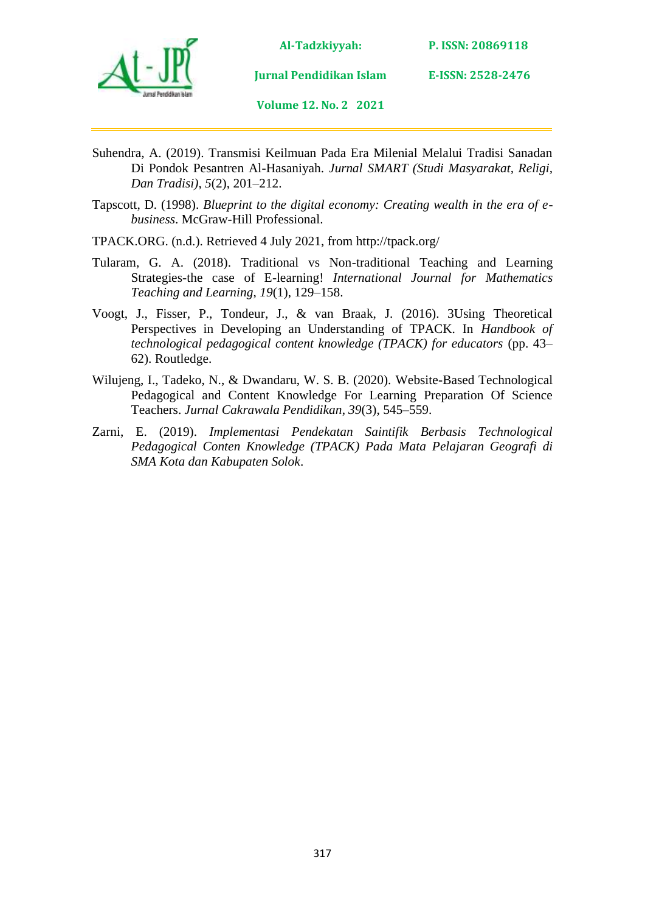Suhendra, A. (2019). Transmisi Keilmuan Pada Era Milenial Melalui Tradisi Sanadan Di Pondok Pesantren Al-Hasaniyah. *Jurnal SMART (Studi Masyarakat, Religi, Dan Tradisi)*, *5*(2), 201–212.

Tapscott, D. (1998). *Blueprint to the digital economy: Creating wealth in the era of e-business*. McGraw-Hill Professional.

TPACK.ORG. (n.d.). Retrieved 4 July 2021, from http://tpack.org/

Tularam, G. A. (2018). Traditional vs Non-traditional Teaching and Learning Strategies-the case of E-learning! *International Journal for Mathematics Teaching and Learning*, *19*(1), 129–158.

Voogt, J., Fisser, P., Tondeur, J., & van Braak, J. (2016). 3Using Theoretical Perspectives in Developing an Understanding of TPACK. In *Handbook of technological pedagogical content knowledge (TPACK) for educators* (pp. 43–62). Routledge.

Wilujeng, I., Tadeko, N., & Dwandaru, W. S. B. (2020). Website-Based Technological Pedagogical and Content Knowledge For Learning Preparation Of Science Teachers. *Jurnal Cakrawala Pendidikan*, *39*(3), 545–559.

Zarni, E. (2019). *Implementasi Pendekatan Saintifik Berbasis Technological Pedagogical Conten Knowledge (TPACK) Pada Mata Pelajaran Geografi di SMA Kota dan Kabupaten Solok*.